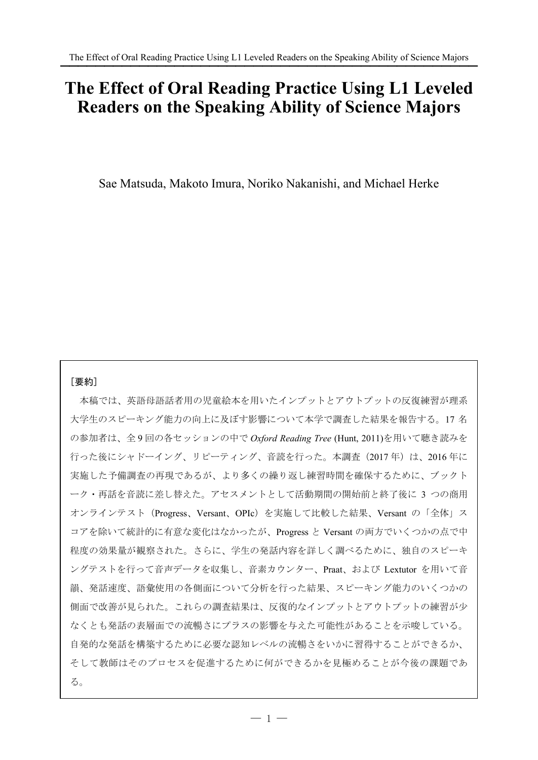# The Effect of Oral Reading Practice Using L1 Leveled Readers on the Speaking Ability of Science Majors

Sae Matsuda, Makoto Imura, Noriko Nakanishi, and Michael Herke

［要約］

本稿では、英語母語話者用の児童絵本を用いたインプットとアウトプットの反復練習が理系大学生のスピーキング能力の向上に及ぼす影響について本学で調査した結果を報告する。17 名の参加者は、全 9 回の各セッションの中で *Oxford Reading Tree* (Hunt, 2011)を用いて聴き読みを行った後にシャドーイング、リピーティング、音読を行った。本調査（2017 年）は、2016 年に実施した予備調査の再現であるが、より多くの繰り返し練習時間を確保するために、ブックトーク・再話を音読に差し替えた。アセスメントとして活動期間の開始前と終了後に 3 つの商用オンラインテスト（Progress、Versant、OPIc）を実施して比較した結果、Versant の「全体」スコアを除いて統計的に有意な変化はなかったが、Progress と Versant の両方でいくつかの点で中程度の効果量が観察された。さらに、学生の発話内容を詳しく調べるために、独自のスピーキングテストを行って音声データを収集し、音素カウンター、Praat、および Lextutor を用いて音韻、発話速度、語彙使用の各側面について分析を行った結果、スピーキング能力のいくつかの側面で改善が見られた。これらの調査結果は、反復的なインプットとアウトプットの練習が少なくとも発話の表層面での流暢さにプラスの影響を与えた可能性があることを示唆している。自発的な発話を構築するために必要な認知レベルの流暢さをいかに習得することができるか、そして教師はそのプロセスを促進するために何ができるかを見極めることが今後の課題である。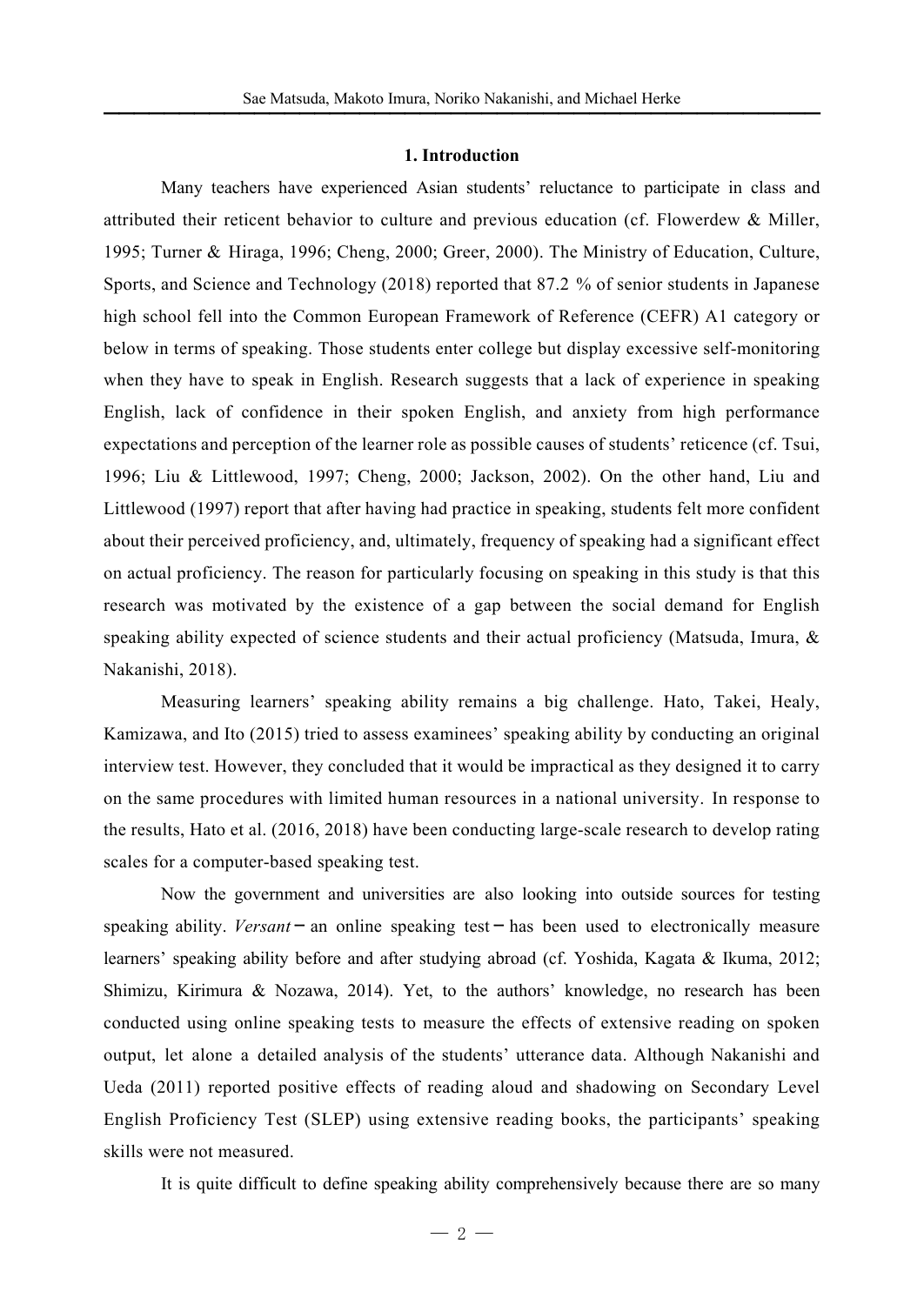## 1. Introduction

Many teachers have experienced Asian students' reluctance to participate in class and attributed their reticent behavior to culture and previous education (cf. Flowerdew & Miller, 1995; Turner & Hiraga, 1996; Cheng, 2000; Greer, 2000). The Ministry of Education, Culture, Sports, and Science and Technology (2018) reported that 87.2 % of senior students in Japanese high school fell into the Common European Framework of Reference (CEFR) A1 category or below in terms of speaking. Those students enter college but display excessive self-monitoring when they have to speak in English. Research suggests that a lack of experience in speaking English, lack of confidence in their spoken English, and anxiety from high performance expectations and perception of the learner role as possible causes of students' reticence (cf. Tsui, 1996; Liu & Littlewood, 1997; Cheng, 2000; Jackson, 2002). On the other hand, Liu and Littlewood (1997) report that after having had practice in speaking, students felt more confident about their perceived proficiency, and, ultimately, frequency of speaking had a significant effect on actual proficiency. The reason for particularly focusing on speaking in this study is that this research was motivated by the existence of a gap between the social demand for English speaking ability expected of science students and their actual proficiency (Matsuda, Imura, & Nakanishi, 2018).

Measuring learners' speaking ability remains a big challenge. Hato, Takei, Healy, Kamizawa, and Ito (2015) tried to assess examinees' speaking ability by conducting an original interview test. However, they concluded that it would be impractical as they designed it to carry on the same procedures with limited human resources in a national university. In response to the results, Hato et al. (2016, 2018) have been conducting large-scale research to develop rating scales for a computer-based speaking test.

Now the government and universities are also looking into outside sources for testing speaking ability. *Versant* – an online speaking test – has been used to electronically measure learners' speaking ability before and after studying abroad (cf. Yoshida, Kagata & Ikuma, 2012; Shimizu, Kirimura & Nozawa, 2014). Yet, to the authors' knowledge, no research has been conducted using online speaking tests to measure the effects of extensive reading on spoken output, let alone a detailed analysis of the students' utterance data. Although Nakanishi and Ueda (2011) reported positive effects of reading aloud and shadowing on Secondary Level English Proficiency Test (SLEP) using extensive reading books, the participants' speaking skills were not measured.

It is quite difficult to define speaking ability comprehensively because there are so many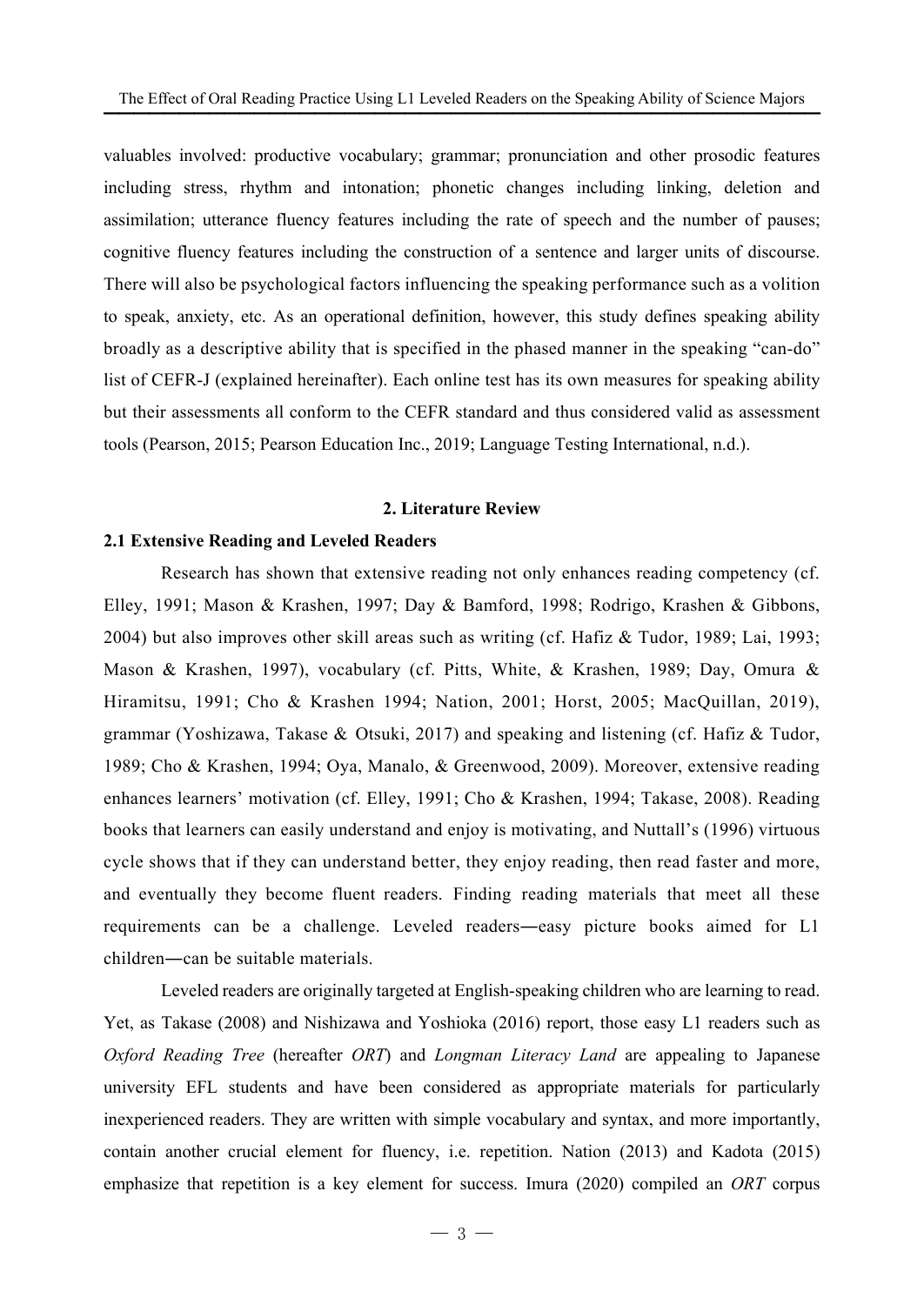valuables involved: productive vocabulary; grammar; pronunciation and other prosodic features including stress, rhythm and intonation; phonetic changes including linking, deletion and assimilation; utterance fluency features including the rate of speech and the number of pauses; cognitive fluency features including the construction of a sentence and larger units of discourse. There will also be psychological factors influencing the speaking performance such as a volition to speak, anxiety, etc. As an operational definition, however, this study defines speaking ability broadly as a descriptive ability that is specified in the phased manner in the speaking "can-do" list of CEFR-J (explained hereinafter). Each online test has its own measures for speaking ability but their assessments all conform to the CEFR standard and thus considered valid as assessment tools (Pearson, 2015; Pearson Education Inc., 2019; Language Testing International, n.d.).

## 2. Literature Review

### 2.1 Extensive Reading and Leveled Readers

Research has shown that extensive reading not only enhances reading competency (cf. Elley, 1991; Mason & Krashen, 1997; Day & Bamford, 1998; Rodrigo, Krashen & Gibbons, 2004) but also improves other skill areas such as writing (cf. Hafiz & Tudor, 1989; Lai, 1993; Mason & Krashen, 1997), vocabulary (cf. Pitts, White, & Krashen, 1989; Day, Omura & Hiramitsu, 1991; Cho & Krashen 1994; Nation, 2001; Horst, 2005; MacQuillan, 2019), grammar (Yoshizawa, Takase & Otsuki, 2017) and speaking and listening (cf. Hafiz & Tudor, 1989; Cho & Krashen, 1994; Oya, Manalo, & Greenwood, 2009). Moreover, extensive reading enhances learners' motivation (cf. Elley, 1991; Cho & Krashen, 1994; Takase, 2008). Reading books that learners can easily understand and enjoy is motivating, and Nuttall's (1996) virtuous cycle shows that if they can understand better, they enjoy reading, then read faster and more, and eventually they become fluent readers. Finding reading materials that meet all these requirements can be a challenge. Leveled readers―easy picture books aimed for L1 children―can be suitable materials.

Leveled readers are originally targeted at English-speaking children who are learning to read. Yet, as Takase (2008) and Nishizawa and Yoshioka (2016) report, those easy L1 readers such as *Oxford Reading Tree* (hereafter *ORT*) and *Longman Literacy Land* are appealing to Japanese university EFL students and have been considered as appropriate materials for particularly inexperienced readers. They are written with simple vocabulary and syntax, and more importantly, contain another crucial element for fluency, i.e. repetition. Nation (2013) and Kadota (2015) emphasize that repetition is a key element for success. Imura (2020) compiled an *ORT* corpus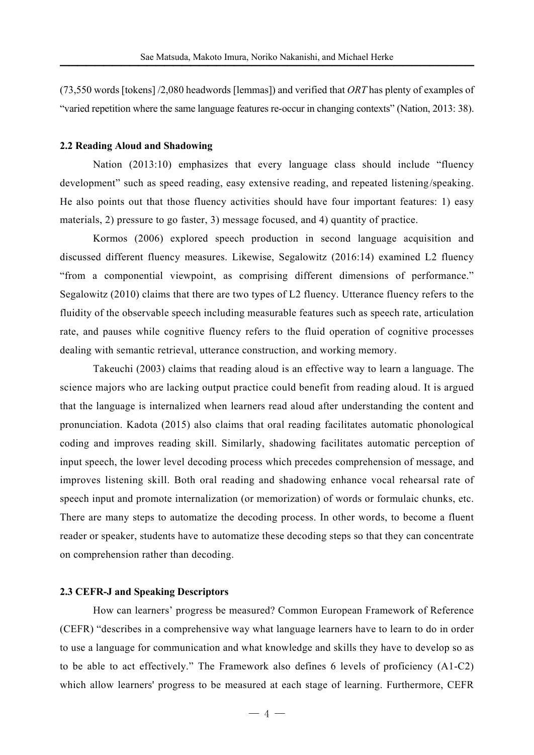(73,550 words [tokens] /2,080 headwords [lemmas]) and verified that *ORT* has plenty of examples of "varied repetition where the same language features re-occur in changing contexts" (Nation, 2013: 38).

### 2.2 Reading Aloud and Shadowing

Nation (2013:10) emphasizes that every language class should include "fluency development" such as speed reading, easy extensive reading, and repeated listening/speaking. He also points out that those fluency activities should have four important features: 1) easy materials, 2) pressure to go faster, 3) message focused, and 4) quantity of practice.

Kormos (2006) explored speech production in second language acquisition and discussed different fluency measures. Likewise, Segalowitz (2016:14) examined L2 fluency "from a componential viewpoint, as comprising different dimensions of performance." Segalowitz (2010) claims that there are two types of L2 fluency. Utterance fluency refers to the fluidity of the observable speech including measurable features such as speech rate, articulation rate, and pauses while cognitive fluency refers to the fluid operation of cognitive processes dealing with semantic retrieval, utterance construction, and working memory.

Takeuchi (2003) claims that reading aloud is an effective way to learn a language. The science majors who are lacking output practice could benefit from reading aloud. It is argued that the language is internalized when learners read aloud after understanding the content and pronunciation. Kadota (2015) also claims that oral reading facilitates automatic phonological coding and improves reading skill. Similarly, shadowing facilitates automatic perception of input speech, the lower level decoding process which precedes comprehension of message, and improves listening skill. Both oral reading and shadowing enhance vocal rehearsal rate of speech input and promote internalization (or memorization) of words or formulaic chunks, etc. There are many steps to automatize the decoding process. In other words, to become a fluent reader or speaker, students have to automatize these decoding steps so that they can concentrate on comprehension rather than decoding.

### 2.3 CEFR-J and Speaking Descriptors

How can learners' progress be measured? Common European Framework of Reference (CEFR) "describes in a comprehensive way what language learners have to learn to do in order to use a language for communication and what knowledge and skills they have to develop so as to be able to act effectively." The Framework also defines 6 levels of proficiency (A1-C2) which allow learners' progress to be measured at each stage of learning. Furthermore, CEFR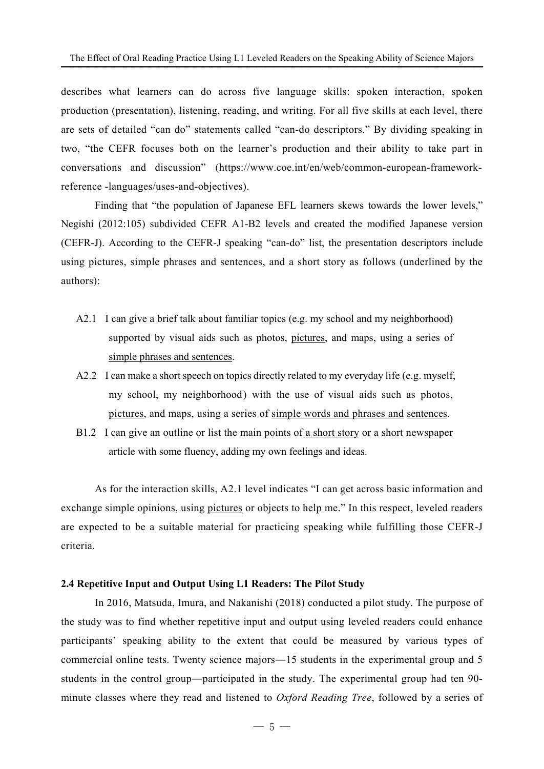describes what learners can do across five language skills: spoken interaction, spoken production (presentation), listening, reading, and writing. For all five skills at each level, there are sets of detailed "can do" statements called "can-do descriptors." By dividing speaking in two, "the CEFR focuses both on the learner's production and their ability to take part in conversations and discussion" (https://www.coe.int/en/web/common-european-framework-reference -languages/uses-and-objectives).

Finding that "the population of Japanese EFL learners skews towards the lower levels," Negishi (2012:105) subdivided CEFR A1-B2 levels and created the modified Japanese version (CEFR-J). According to the CEFR-J speaking "can-do" list, the presentation descriptors include using pictures, simple phrases and sentences, and a short story as follows (underlined by the authors):

- A2.1 I can give a brief talk about familiar topics (e.g. my school and my neighborhood) supported by visual aids such as photos, <u>pictures</u>, and maps, using a series of <u>simple phrases and sentences</u>.
- A2.2 I can make a short speech on topics directly related to my everyday life (e.g. myself, my school, my neighborhood) with the use of visual aids such as photos, <u>pictures</u>, and maps, using a series of <u>simple words and phrases and</u> <u>sentences</u>.
- B1.2 I can give an outline or list the main points of <u>a short story</u> or a short newspaper article with some fluency, adding my own feelings and ideas.

As for the interaction skills, A2.1 level indicates "I can get across basic information and exchange simple opinions, using <u>pictures</u> or objects to help me." In this respect, leveled readers are expected to be a suitable material for practicing speaking while fulfilling those CEFR-J criteria.

### 2.4 Repetitive Input and Output Using L1 Readers: The Pilot Study

In 2016, Matsuda, Imura, and Nakanishi (2018) conducted a pilot study. The purpose of the study was to find whether repetitive input and output using leveled readers could enhance participants' speaking ability to the extent that could be measured by various types of commercial online tests. Twenty science majors―15 students in the experimental group and 5 students in the control group―participated in the study. The experimental group had ten 90-minute classes where they read and listened to *Oxford Reading Tree*, followed by a series of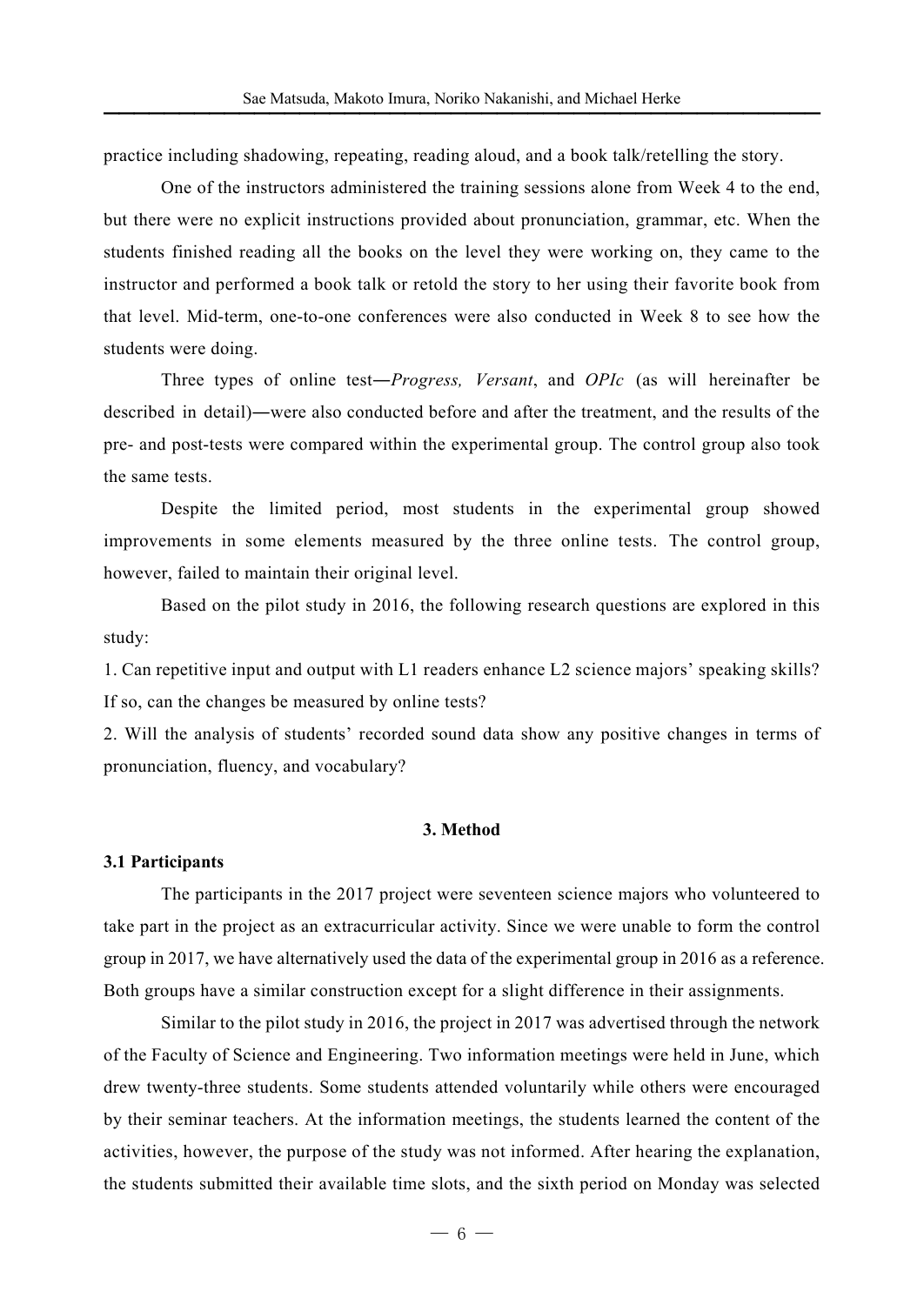practice including shadowing, repeating, reading aloud, and a book talk/retelling the story.

One of the instructors administered the training sessions alone from Week 4 to the end, but there were no explicit instructions provided about pronunciation, grammar, etc. When the students finished reading all the books on the level they were working on, they came to the instructor and performed a book talk or retold the story to her using their favorite book from that level. Mid-term, one-to-one conferences were also conducted in Week 8 to see how the students were doing.

Three types of online test―*Progress, Versant*, and *OPIc* (as will hereinafter be described in detail)―were also conducted before and after the treatment, and the results of the pre- and post-tests were compared within the experimental group. The control group also took the same tests.

Despite the limited period, most students in the experimental group showed improvements in some elements measured by the three online tests. The control group, however, failed to maintain their original level.

Based on the pilot study in 2016, the following research questions are explored in this study:

1. Can repetitive input and output with L1 readers enhance L2 science majors' speaking skills? If so, can the changes be measured by online tests?
2. Will the analysis of students' recorded sound data show any positive changes in terms of pronunciation, fluency, and vocabulary?

## 3. Method

### 3.1 Participants

The participants in the 2017 project were seventeen science majors who volunteered to take part in the project as an extracurricular activity. Since we were unable to form the control group in 2017, we have alternatively used the data of the experimental group in 2016 as a reference. Both groups have a similar construction except for a slight difference in their assignments.

Similar to the pilot study in 2016, the project in 2017 was advertised through the network of the Faculty of Science and Engineering. Two information meetings were held in June, which drew twenty-three students. Some students attended voluntarily while others were encouraged by their seminar teachers. At the information meetings, the students learned the content of the activities, however, the purpose of the study was not informed. After hearing the explanation, the students submitted their available time slots, and the sixth period on Monday was selected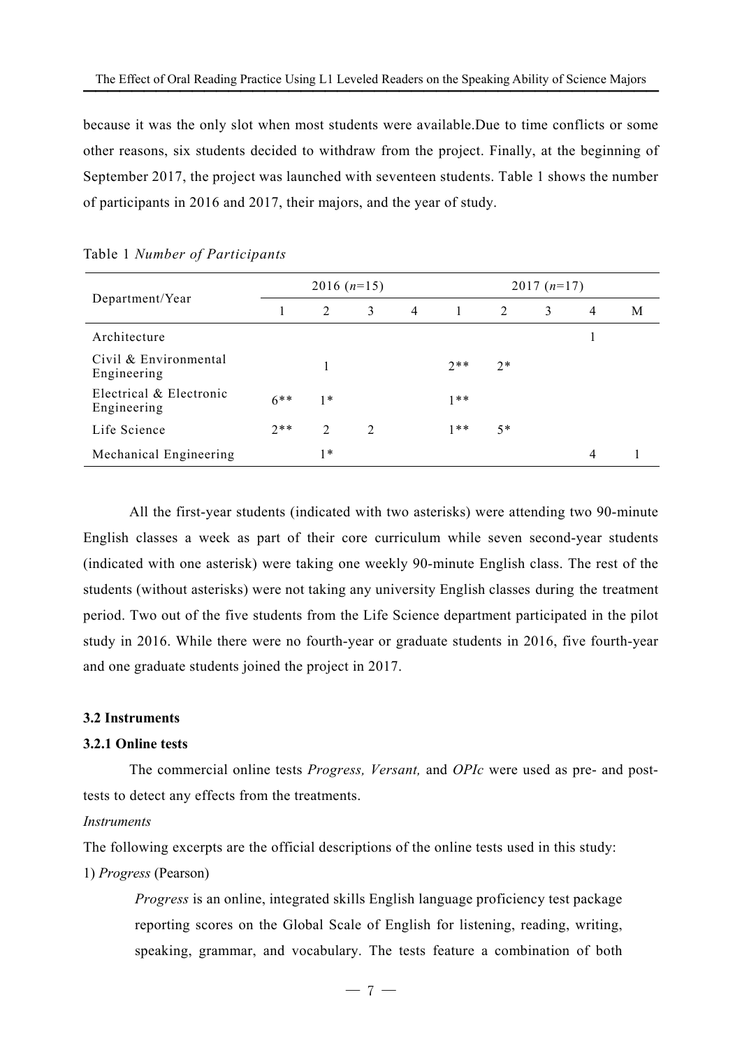because it was the only slot when most students were available.Due to time conflicts or some other reasons, six students decided to withdraw from the project. Finally, at the beginning of September 2017, the project was launched with seventeen students. Table 1 shows the number of participants in 2016 and 2017, their majors, and the year of study.

Table 1 *Number of Participants*

| Department/Year | 2016 (*n*=15) | | | | 2017 (*n*=17) | | | | |
|---|---|---|---|---|---|---|---|---|---|
| | 1 | 2 | 3 | 4 | 1 | 2 | 3 | 4 | M |
| Architecture | | | | | | | | 1 | |
| Civil & Environmental Engineering | | 1 | | | 2** | 2* | | | |
| Electrical & Electronic Engineering | 6** | 1* | | | 1** | | | | |
| Life Science | 2** | 2 | 2 | | 1** | 5* | | | |
| Mechanical Engineering | | 1* | | | | | | 4 | 1 |

All the first-year students (indicated with two asterisks) were attending two 90-minute English classes a week as part of their core curriculum while seven second-year students (indicated with one asterisk) were taking one weekly 90-minute English class. The rest of the students (without asterisks) were not taking any university English classes during the treatment period. Two out of the five students from the Life Science department participated in the pilot study in 2016. While there were no fourth-year or graduate students in 2016, five fourth-year and one graduate students joined the project in 2017.

### 3.2 Instruments

#### 3.2.1 Online tests

The commercial online tests *Progress, Versant,* and *OPIc* were used as pre- and post-tests to detect any effects from the treatments.

*Instruments*

The following excerpts are the official descriptions of the online tests used in this study:

1) *Progress* (Pearson)

> *Progress* is an online, integrated skills English language proficiency test package reporting scores on the Global Scale of English for listening, reading, writing, speaking, grammar, and vocabulary. The tests feature a combination of both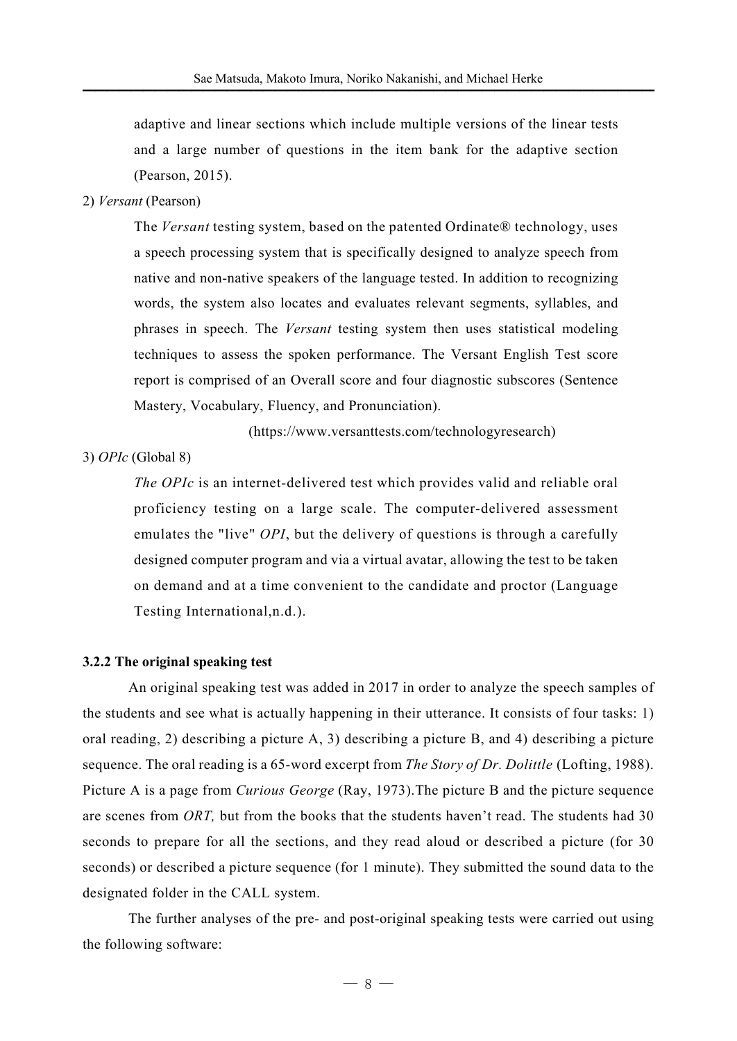adaptive and linear sections which include multiple versions of the linear tests and a large number of questions in the item bank for the adaptive section (Pearson, 2015).

2) *Versant* (Pearson)

The *Versant* testing system, based on the patented Ordinate® technology, uses a speech processing system that is specifically designed to analyze speech from native and non-native speakers of the language tested. In addition to recognizing words, the system also locates and evaluates relevant segments, syllables, and phrases in speech. The *Versant* testing system then uses statistical modeling techniques to assess the spoken performance. The Versant English Test score report is comprised of an Overall score and four diagnostic subscores (Sentence Mastery, Vocabulary, Fluency, and Pronunciation).

(https://www.versanttests.com/technologyresearch)

3) *OPIc* (Global 8)

*The OPIc* is an internet-delivered test which provides valid and reliable oral proficiency testing on a large scale. The computer-delivered assessment emulates the "live" *OPI*, but the delivery of questions is through a carefully designed computer program and via a virtual avatar, allowing the test to be taken on demand and at a time convenient to the candidate and proctor (Language Testing International,n.d.).

### 3.2.2 The original speaking test

An original speaking test was added in 2017 in order to analyze the speech samples of the students and see what is actually happening in their utterance. It consists of four tasks: 1) oral reading, 2) describing a picture A, 3) describing a picture B, and 4) describing a picture sequence. The oral reading is a 65-word excerpt from *The Story of Dr. Dolittle* (Lofting, 1988). Picture A is a page from *Curious George* (Ray, 1973).The picture B and the picture sequence are scenes from *ORT,* but from the books that the students haven't read. The students had 30 seconds to prepare for all the sections, and they read aloud or described a picture (for 30 seconds) or described a picture sequence (for 1 minute). They submitted the sound data to the designated folder in the CALL system.

The further analyses of the pre- and post-original speaking tests were carried out using the following software: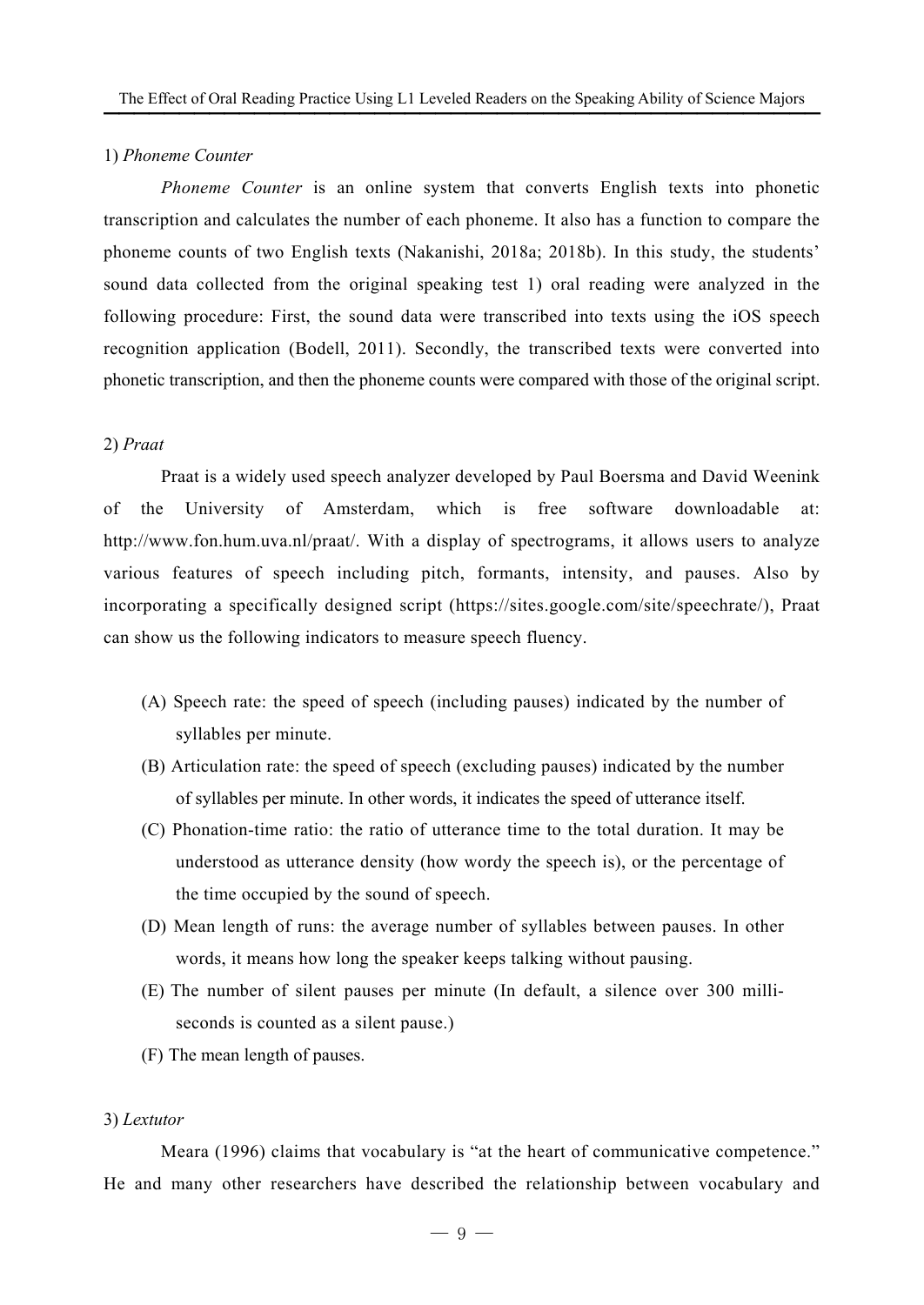1) *Phoneme Counter*

*Phoneme Counter* is an online system that converts English texts into phonetic transcription and calculates the number of each phoneme. It also has a function to compare the phoneme counts of two English texts (Nakanishi, 2018a; 2018b). In this study, the students' sound data collected from the original speaking test 1) oral reading were analyzed in the following procedure: First, the sound data were transcribed into texts using the iOS speech recognition application (Bodell, 2011). Secondly, the transcribed texts were converted into phonetic transcription, and then the phoneme counts were compared with those of the original script.

2) *Praat*

Praat is a widely used speech analyzer developed by Paul Boersma and David Weenink of the University of Amsterdam, which is free software downloadable at: http://www.fon.hum.uva.nl/praat/. With a display of spectrograms, it allows users to analyze various features of speech including pitch, formants, intensity, and pauses. Also by incorporating a specifically designed script (https://sites.google.com/site/speechrate/), Praat can show us the following indicators to measure speech fluency.

(A) Speech rate: the speed of speech (including pauses) indicated by the number of syllables per minute.

(B) Articulation rate: the speed of speech (excluding pauses) indicated by the number of syllables per minute. In other words, it indicates the speed of utterance itself.

(C) Phonation-time ratio: the ratio of utterance time to the total duration. It may be understood as utterance density (how wordy the speech is), or the percentage of the time occupied by the sound of speech.

(D) Mean length of runs: the average number of syllables between pauses. In other words, it means how long the speaker keeps talking without pausing.

(E) The number of silent pauses per minute (In default, a silence over 300 milli-seconds is counted as a silent pause.)

(F) The mean length of pauses.

3) *Lextutor*

Meara (1996) claims that vocabulary is "at the heart of communicative competence." He and many other researchers have described the relationship between vocabulary and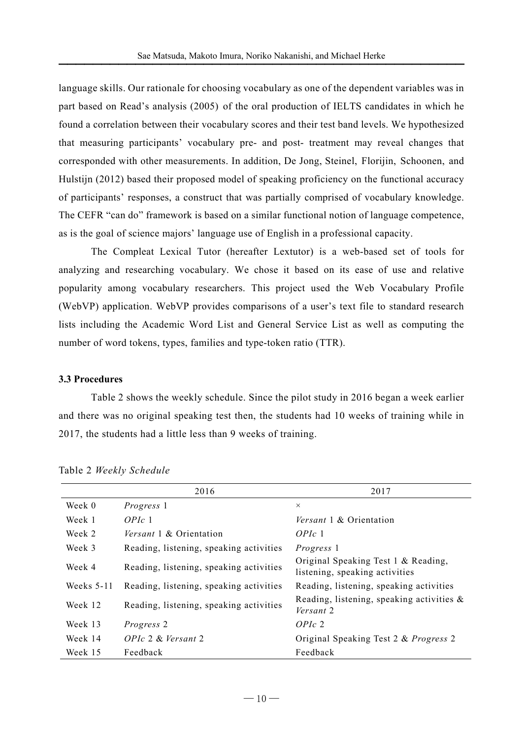language skills. Our rationale for choosing vocabulary as one of the dependent variables was in part based on Read's analysis (2005) of the oral production of IELTS candidates in which he found a correlation between their vocabulary scores and their test band levels. We hypothesized that measuring participants' vocabulary pre- and post- treatment may reveal changes that corresponded with other measurements. In addition, De Jong, Steinel, Florijin, Schoonen, and Hulstijn (2012) based their proposed model of speaking proficiency on the functional accuracy of participants' responses, a construct that was partially comprised of vocabulary knowledge. The CEFR "can do" framework is based on a similar functional notion of language competence, as is the goal of science majors' language use of English in a professional capacity.

The Compleat Lexical Tutor (hereafter Lextutor) is a web-based set of tools for analyzing and researching vocabulary. We chose it based on its ease of use and relative popularity among vocabulary researchers. This project used the Web Vocabulary Profile (WebVP) application. WebVP provides comparisons of a user's text file to standard research lists including the Academic Word List and General Service List as well as computing the number of word tokens, types, families and type-token ratio (TTR).

### 3.3 Procedures

Table 2 shows the weekly schedule. Since the pilot study in 2016 began a week earlier and there was no original speaking test then, the students had 10 weeks of training while in 2017, the students had a little less than 9 weeks of training.

Table 2 *Weekly Schedule*

| | 2016 | 2017 |
|---|---|---|
| Week 0 | *Progress* 1 | × |
| Week 1 | *OPIc* 1 | *Versant* 1 & Orientation |
| Week 2 | *Versant* 1 & Orientation | *OPIc* 1 |
| Week 3 | Reading, listening, speaking activities | *Progress* 1 |
| Week 4 | Reading, listening, speaking activities | Original Speaking Test 1 & Reading, listening, speaking activities |
| Weeks 5-11 | Reading, listening, speaking activities | Reading, listening, speaking activities |
| Week 12 | Reading, listening, speaking activities | Reading, listening, speaking activities & *Versant* 2 |
| Week 13 | *Progress* 2 | *OPIc* 2 |
| Week 14 | *OPIc* 2 & *Versant* 2 | Original Speaking Test 2 & *Progress* 2 |
| Week 15 | Feedback | Feedback |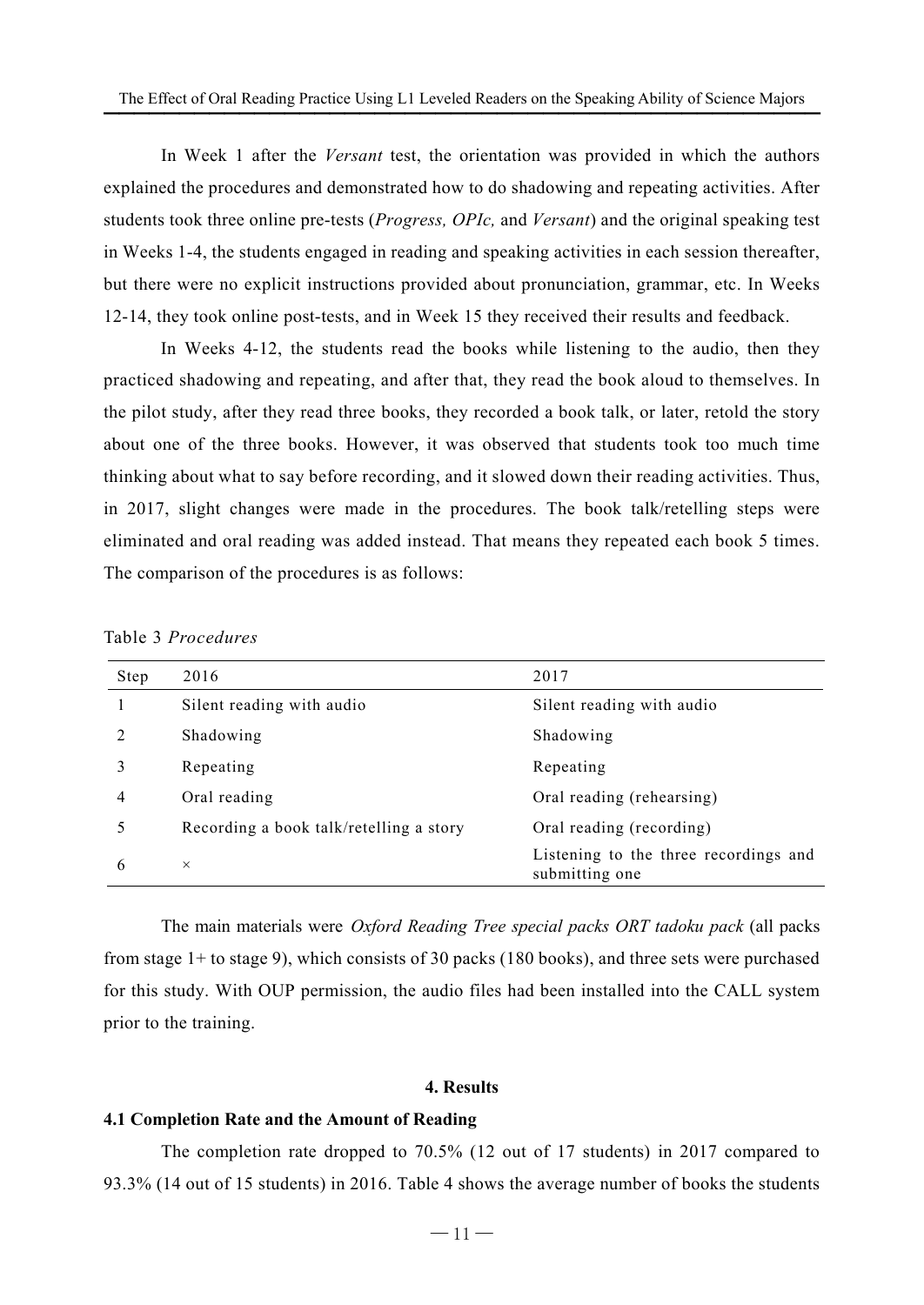In Week 1 after the *Versant* test, the orientation was provided in which the authors explained the procedures and demonstrated how to do shadowing and repeating activities. After students took three online pre-tests (*Progress, OPIc,* and *Versant*) and the original speaking test in Weeks 1-4, the students engaged in reading and speaking activities in each session thereafter, but there were no explicit instructions provided about pronunciation, grammar, etc. In Weeks 12-14, they took online post-tests, and in Week 15 they received their results and feedback.

In Weeks 4-12, the students read the books while listening to the audio, then they practiced shadowing and repeating, and after that, they read the book aloud to themselves. In the pilot study, after they read three books, they recorded a book talk, or later, retold the story about one of the three books. However, it was observed that students took too much time thinking about what to say before recording, and it slowed down their reading activities. Thus, in 2017, slight changes were made in the procedures. The book talk/retelling steps were eliminated and oral reading was added instead. That means they repeated each book 5 times. The comparison of the procedures is as follows:

Table 3 *Procedures*

| Step | 2016 | 2017 |
|---|---|---|
| 1 | Silent reading with audio | Silent reading with audio |
| 2 | Shadowing | Shadowing |
| 3 | Repeating | Repeating |
| 4 | Oral reading | Oral reading (rehearsing) |
| 5 | Recording a book talk/retelling a story | Oral reading (recording) |
| 6 | × | Listening to the three recordings and submitting one |

The main materials were *Oxford Reading Tree special packs ORT tadoku pack* (all packs from stage 1+ to stage 9), which consists of 30 packs (180 books), and three sets were purchased for this study. With OUP permission, the audio files had been installed into the CALL system prior to the training.

## 4. Results

### 4.1 Completion Rate and the Amount of Reading

The completion rate dropped to 70.5% (12 out of 17 students) in 2017 compared to 93.3% (14 out of 15 students) in 2016. Table 4 shows the average number of books the students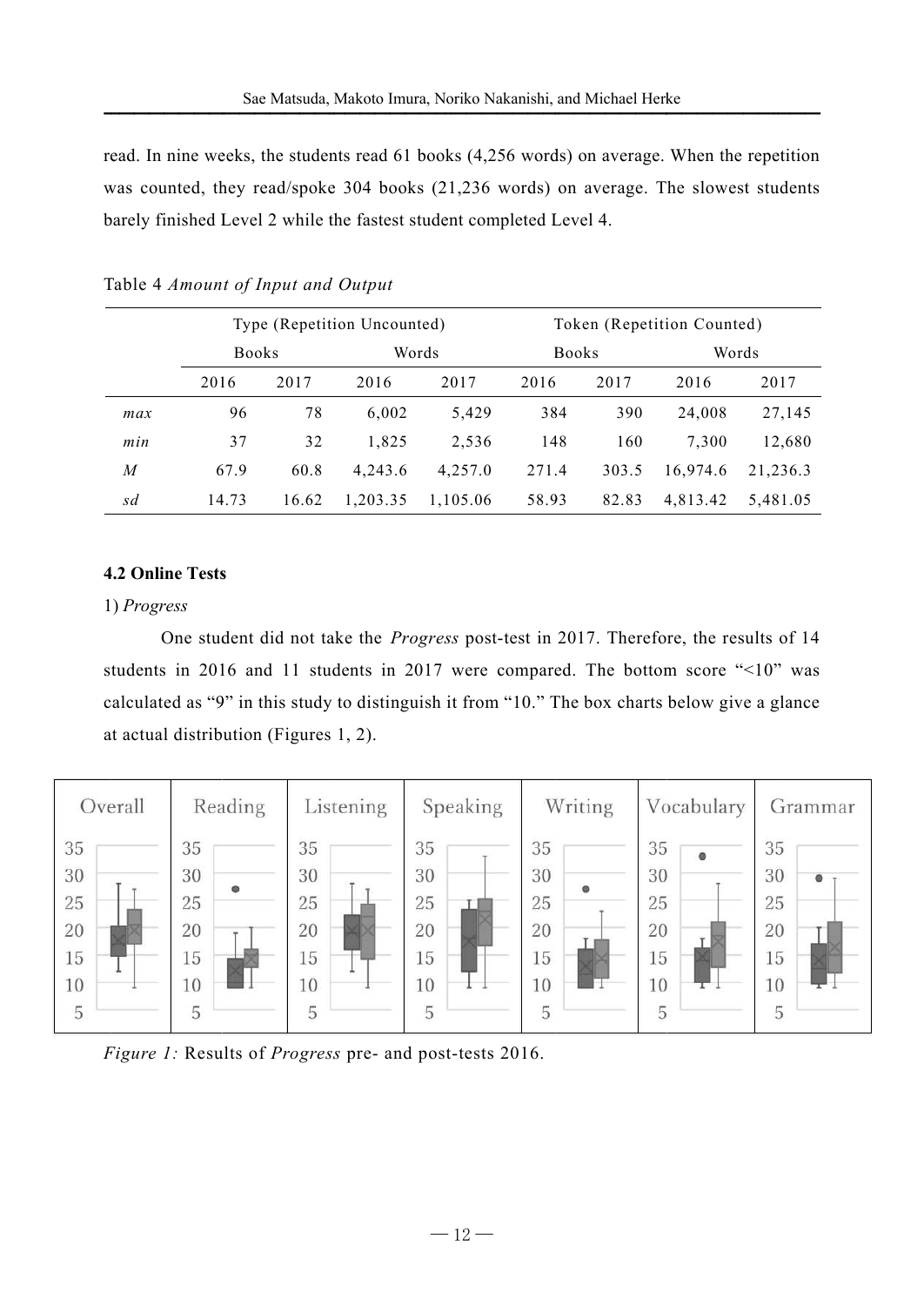read. In nine weeks, the students read 61 books (4,256 words) on average. When the repetition was counted, they read/spoke 304 books (21,236 words) on average. The slowest students barely finished Level 2 while the fastest student completed Level 4.

Table 4 *Amount of Input and Output*

| | Type (Repetition Uncounted) | | | | Token (Repetition Counted) | | | |
|---|---|---|---|---|---|---|---|---|
| | Books | | Words | | Books | | Words | |
| | 2016 | 2017 | 2016 | 2017 | 2016 | 2017 | 2016 | 2017 |
| *max* | 96 | 78 | 6,002 | 5,429 | 384 | 390 | 24,008 | 27,145 |
| *min* | 37 | 32 | 1,825 | 2,536 | 148 | 160 | 7,300 | 12,680 |
| *M* | 67.9 | 60.8 | 4,243.6 | 4,257.0 | 271.4 | 303.5 | 16,974.6 | 21,236.3 |
| *sd* | 14.73 | 16.62 | 1,203.35 | 1,105.06 | 58.93 | 82.83 | 4,813.42 | 5,481.05 |

### 4.2 Online Tests

1) *Progress*

One student did not take the *Progress* post-test in 2017. Therefore, the results of 14 students in 2016 and 11 students in 2017 were compared. The bottom score "<10" was calculated as "9" in this study to distinguish it from "10." The box charts below give a glance at actual distribution (Figures 1, 2).

*Figure 1:* Results of *Progress* pre- and post-tests 2016.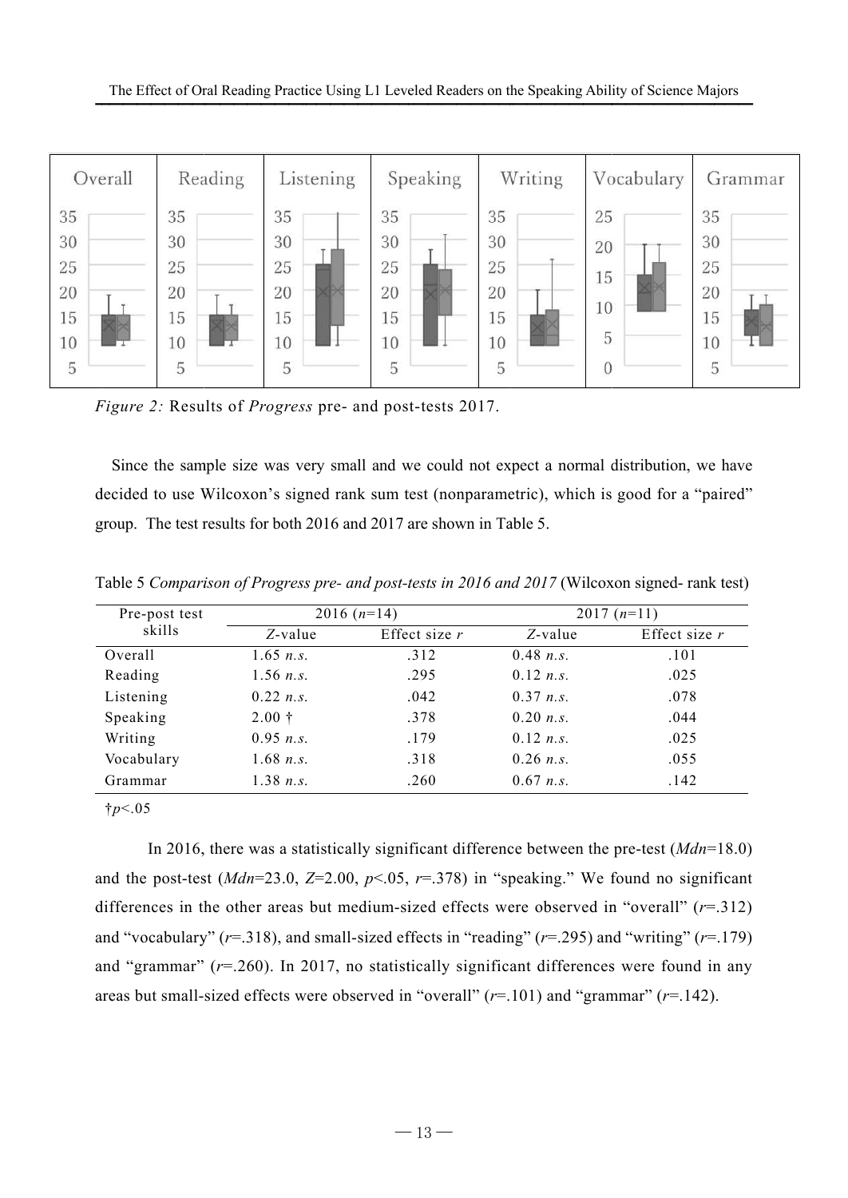*Figure 2:* Results of *Progress* pre- and post-tests 2017.

Since the sample size was very small and we could not expect a normal distribution, we have decided to use Wilcoxon's signed rank sum test (nonparametric), which is good for a "paired" group. The test results for both 2016 and 2017 are shown in Table 5.

Table 5 *Comparison of Progress pre- and post-tests in 2016 and 2017* (Wilcoxon signed- rank test)

| Pre-post test skills | 2016 ($n$=14) | | 2017 ($n$=11) | |
|---|---|---|---|---|
| | $Z$-value | Effect size $r$ | $Z$-value | Effect size $r$ |
| Overall | 1.65 *n.s.* | .312 | 0.48 *n.s.* | .101 |
| Reading | 1.56 *n.s.* | .295 | 0.12 *n.s.* | .025 |
| Listening | 0.22 *n.s.* | .042 | 0.37 *n.s.* | .078 |
| Speaking | 2.00 † | .378 | 0.20 *n.s.* | .044 |
| Writing | 0.95 *n.s.* | .179 | 0.12 *n.s.* | .025 |
| Vocabulary | 1.68 *n.s.* | .318 | 0.26 *n.s.* | .055 |
| Grammar | 1.38 *n.s.* | .260 | 0.67 *n.s.* | .142 |

†$p$<.05

In 2016, there was a statistically significant difference between the pre-test (*Mdn*=18.0) and the post-test (*Mdn*=23.0, $Z$=2.00, $p$<.05, $r$=.378) in "speaking." We found no significant differences in the other areas but medium-sized effects were observed in "overall" ($r$=.312) and "vocabulary" ($r$=.318), and small-sized effects in "reading" ($r$=.295) and "writing" ($r$=.179) and "grammar" ($r$=.260). In 2017, no statistically significant differences were found in any areas but small-sized effects were observed in "overall" ($r$=.101) and "grammar" ($r$=.142).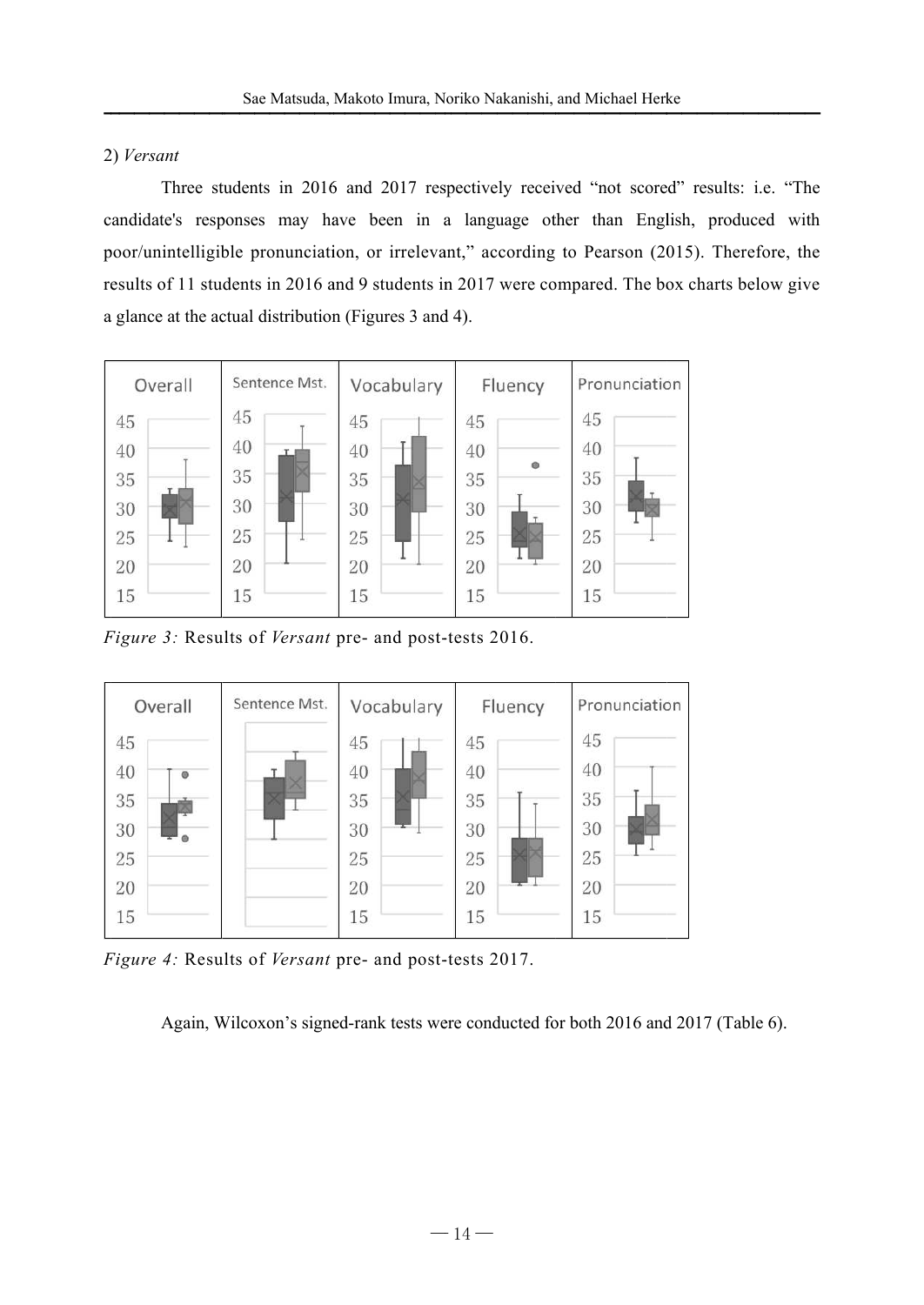2) *Versant*

Three students in 2016 and 2017 respectively received "not scored" results: i.e. "The candidate's responses may have been in a language other than English, produced with poor/unintelligible pronunciation, or irrelevant," according to Pearson (2015). Therefore, the results of 11 students in 2016 and 9 students in 2017 were compared. The box charts below give a glance at the actual distribution (Figures 3 and 4).

*Figure 3:* Results of *Versant* pre- and post-tests 2016.

*Figure 4:* Results of *Versant* pre- and post-tests 2017.

Again, Wilcoxon's signed-rank tests were conducted for both 2016 and 2017 (Table 6).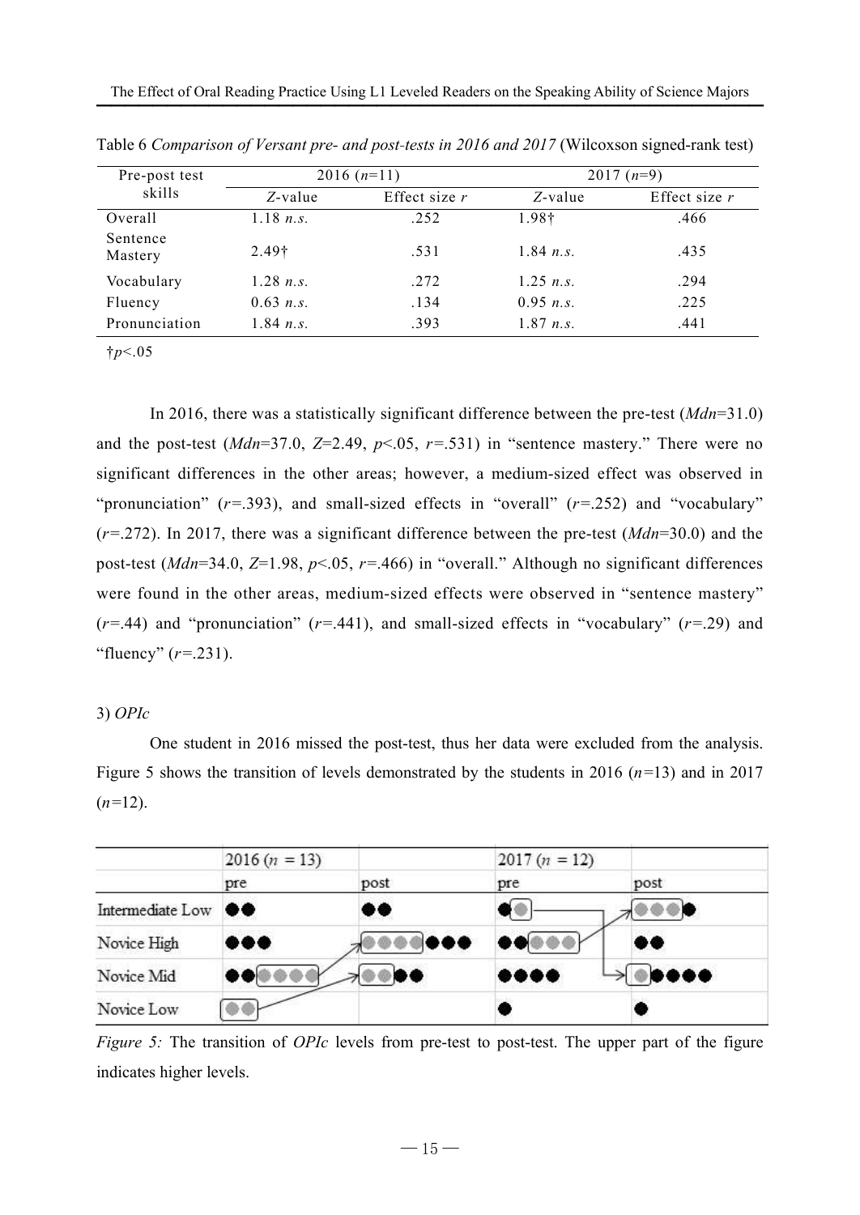Table 6 *Comparison of Versant pre- and post-tests in 2016 and 2017* (Wilcoxson signed-rank test)

| Pre-post test skills | 2016 (*n*=11) | | 2017 (*n*=9) | |
|---|---|---|---|---|
| | *Z*-value | Effect size *r* | *Z*-value | Effect size *r* |
| Overall | 1.18 *n.s.* | .252 | 1.98† | .466 |
| Sentence Mastery | 2.49† | .531 | 1.84 *n.s.* | .435 |
| Vocabulary | 1.28 *n.s.* | .272 | 1.25 *n.s.* | .294 |
| Fluency | 0.63 *n.s.* | .134 | 0.95 *n.s.* | .225 |
| Pronunciation | 1.84 *n.s.* | .393 | 1.87 *n.s.* | .441 |

†$p<.05$

In 2016, there was a statistically significant difference between the pre-test (*Mdn*=31.0) and the post-test (*Mdn*=37.0, $Z$=2.49, $p<.05$, $r$=.531) in "sentence mastery." There were no significant differences in the other areas; however, a medium-sized effect was observed in "pronunciation" ($r$=.393), and small-sized effects in "overall" ($r$=.252) and "vocabulary" ($r$=.272). In 2017, there was a significant difference between the pre-test (*Mdn*=30.0) and the post-test (*Mdn*=34.0, $Z$=1.98, $p<.05$, $r$=.466) in "overall." Although no significant differences were found in the other areas, medium-sized effects were observed in "sentence mastery" ($r$=.44) and "pronunciation" ($r$=.441), and small-sized effects in "vocabulary" ($r$=.29) and "fluency" ($r$=.231).

3) *OPIc*

One student in 2016 missed the post-test, thus her data were excluded from the analysis. Figure 5 shows the transition of levels demonstrated by the students in 2016 (*n*=13) and in 2017 (*n*=12).

| | 2016 (*n* = 13) | | 2017 (*n* = 12) | |
|---|---|---|---|---|
| | pre | post | pre | post |
| Intermediate Low | ●● | ●● | ●○ | ○○○● |
| Novice High | ●●● | ○○○○●●● | ●●○○○ | ●● |
| Novice Mid | ●●○○○○ | ○○●● | ●●●● | ○●●●● |
| Novice Low | ○○ | | ● | ● |

*Figure 5:* The transition of *OPIc* levels from pre-test to post-test. The upper part of the figure indicates higher levels.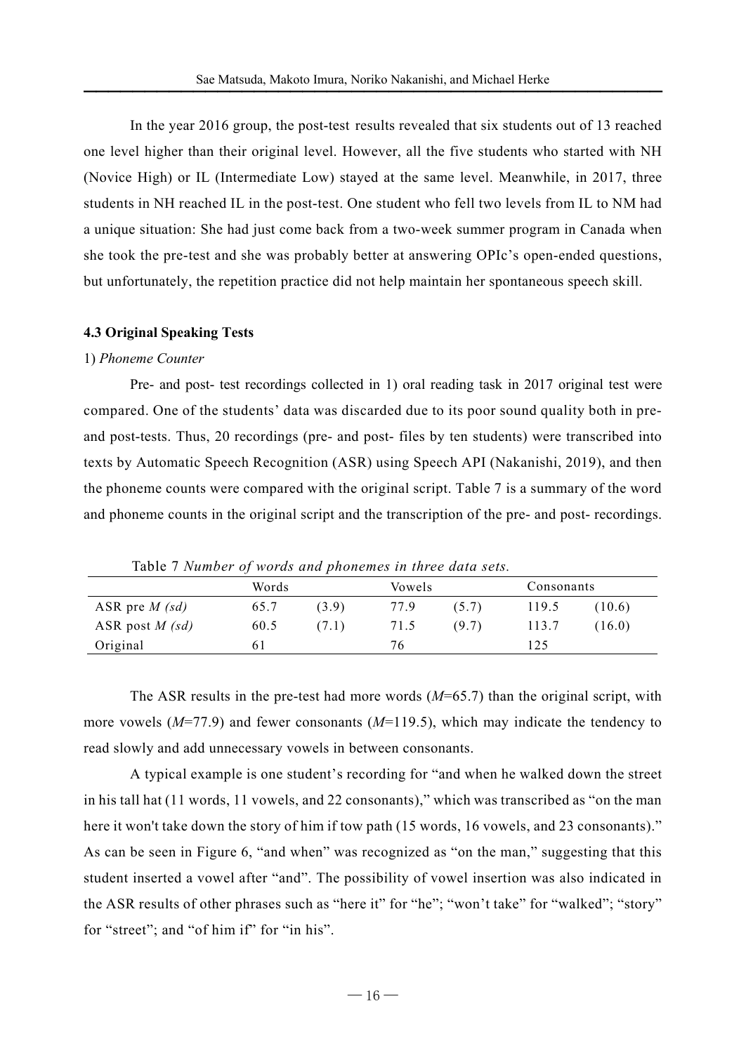In the year 2016 group, the post-test results revealed that six students out of 13 reached one level higher than their original level. However, all the five students who started with NH (Novice High) or IL (Intermediate Low) stayed at the same level. Meanwhile, in 2017, three students in NH reached IL in the post-test. One student who fell two levels from IL to NM had a unique situation: She had just come back from a two-week summer program in Canada when she took the pre-test and she was probably better at answering OPIc's open-ended questions, but unfortunately, the repetition practice did not help maintain her spontaneous speech skill.

### 4.3 Original Speaking Tests

1) *Phoneme Counter*

Pre- and post- test recordings collected in 1) oral reading task in 2017 original test were compared. One of the students' data was discarded due to its poor sound quality both in pre- and post-tests. Thus, 20 recordings (pre- and post- files by ten students) were transcribed into texts by Automatic Speech Recognition (ASR) using Speech API (Nakanishi, 2019), and then the phoneme counts were compared with the original script. Table 7 is a summary of the word and phoneme counts in the original script and the transcription of the pre- and post- recordings.

Table 7 *Number of words and phonemes in three data sets.*

| | Words | | Vowels | | Consonants | |
|---|---|---|---|---|---|---|
| ASR pre *M (sd)* | 65.7 | (3.9) | 77.9 | (5.7) | 119.5 | (10.6) |
| ASR post *M (sd)* | 60.5 | (7.1) | 71.5 | (9.7) | 113.7 | (16.0) |
| Original | 61 | | 76 | | 125 | |

The ASR results in the pre-test had more words ($M$=65.7) than the original script, with more vowels ($M$=77.9) and fewer consonants ($M$=119.5), which may indicate the tendency to read slowly and add unnecessary vowels in between consonants.

A typical example is one student's recording for "and when he walked down the street in his tall hat (11 words, 11 vowels, and 22 consonants)," which was transcribed as "on the man here it won't take down the story of him if tow path (15 words, 16 vowels, and 23 consonants)." As can be seen in Figure 6, "and when" was recognized as "on the man," suggesting that this student inserted a vowel after "and". The possibility of vowel insertion was also indicated in the ASR results of other phrases such as "here it" for "he"; "won't take" for "walked"; "story" for "street"; and "of him if" for "in his".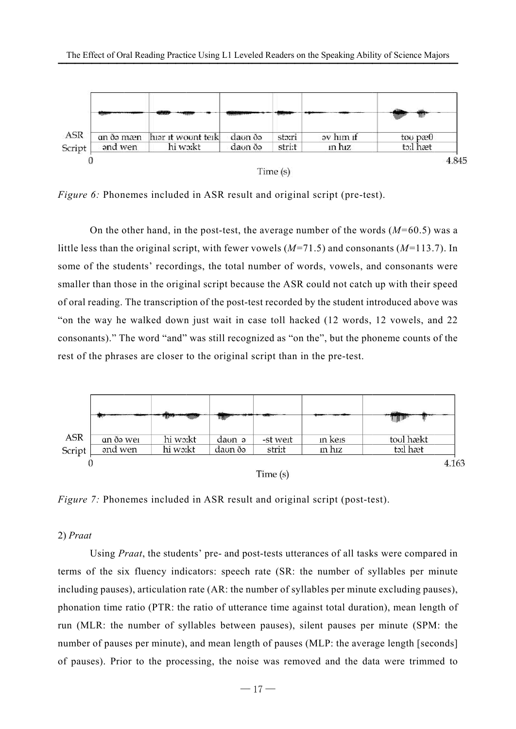| ASR | ɑn ðə mæn | hɪər ɪt woʊnt teɪk | daʊn ðə | stɔːri | əv hɪm ɪf | toʊ pæθ |
|---|---|---|---|---|---|---|
| Script | ənd wen | hi wɔːkt | daʊn ðə | striːt | ɪn hɪz | tɔːl hæt |

0 — 4.845

Time (s)

*Figure 6:* Phonemes included in ASR result and original script (pre-test).

On the other hand, in the post-test, the average number of the words ($M$=60.5) was a little less than the original script, with fewer vowels ($M$=71.5) and consonants ($M$=113.7). In some of the students' recordings, the total number of words, vowels, and consonants were smaller than those in the original script because the ASR could not catch up with their speed of oral reading. The transcription of the post-test recorded by the student introduced above was "on the way he walked down just wait in case toll hacked (12 words, 12 vowels, and 22 consonants)." The word "and" was still recognized as "on the", but the phoneme counts of the rest of the phrases are closer to the original script than in the pre-test.

| ASR | ɑn ðə weɪ | hi wɔːkt | daʊn ə | -st weɪt | ɪn keɪs | toʊl hækt |
|---|---|---|---|---|---|---|
| Script | ənd wen | hi wɔːkt | daʊn ðə | striːt | ɪn hɪz | tɔːl hæt |

0 — 4.163

Time (s)

*Figure 7:* Phonemes included in ASR result and original script (post-test).

2) *Praat*

Using *Praat*, the students' pre- and post-tests utterances of all tasks were compared in terms of the six fluency indicators: speech rate (SR: the number of syllables per minute including pauses), articulation rate (AR: the number of syllables per minute excluding pauses), phonation time ratio (PTR: the ratio of utterance time against total duration), mean length of run (MLR: the number of syllables between pauses), silent pauses per minute (SPM: the number of pauses per minute), and mean length of pauses (MLP: the average length [seconds] of pauses). Prior to the processing, the noise was removed and the data were trimmed to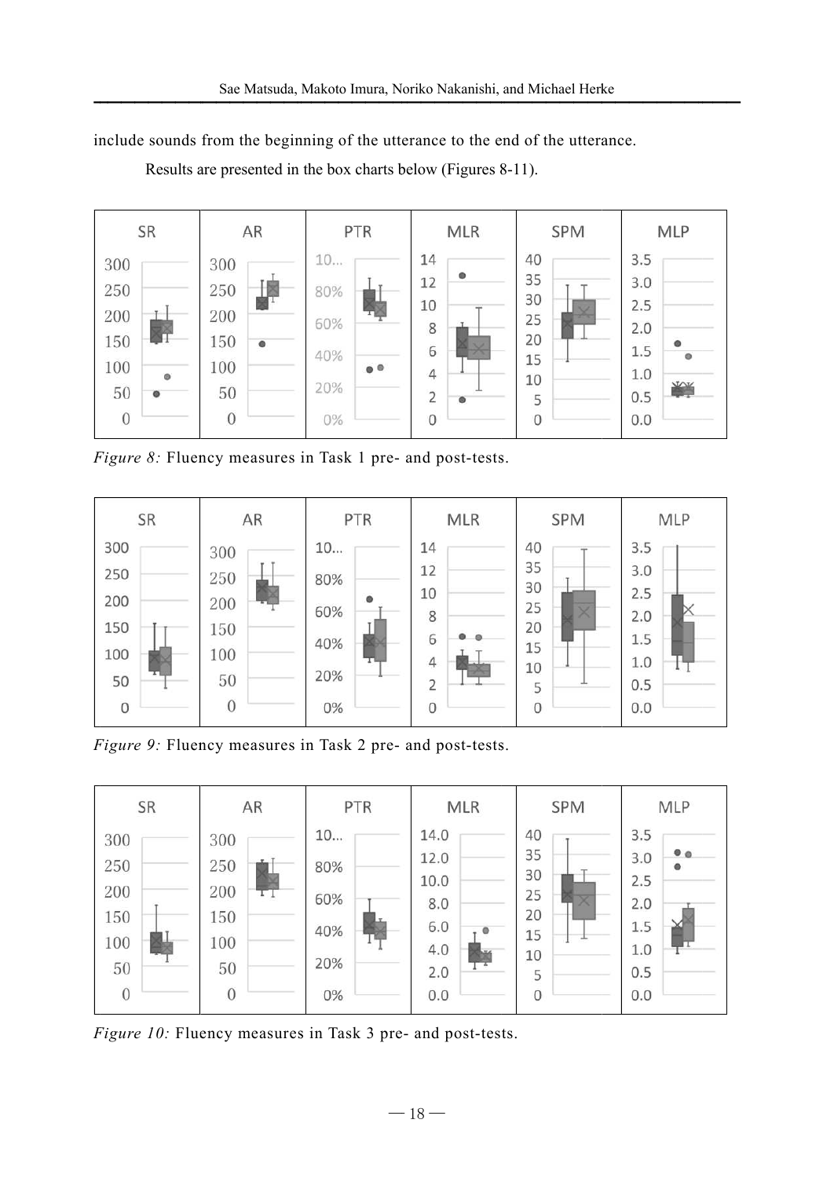include sounds from the beginning of the utterance to the end of the utterance.

Results are presented in the box charts below (Figures 8-11).

*Figure 8:* Fluency measures in Task 1 pre- and post-tests.

*Figure 9:* Fluency measures in Task 2 pre- and post-tests.

*Figure 10:* Fluency measures in Task 3 pre- and post-tests.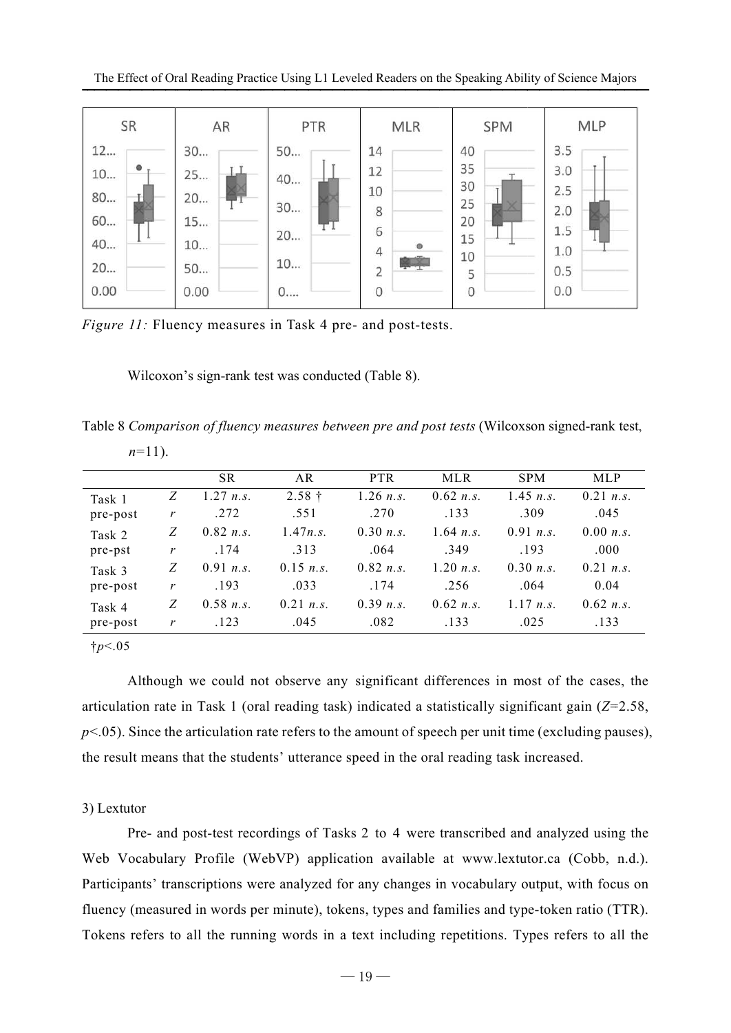*Figure 11:* Fluency measures in Task 4 pre- and post-tests.

Wilcoxon's sign-rank test was conducted (Table 8).

Table 8 *Comparison of fluency measures between pre and post tests* (Wilcoxson signed-rank test, $n$=11).

| | | SR | AR | PTR | MLR | SPM | MLP |
|---|---|---|---|---|---|---|---|
| Task 1 pre-post | $Z$ | 1.27 *n.s.* | 2.58 † | 1.26 *n.s.* | 0.62 *n.s.* | 1.45 *n.s.* | 0.21 *n.s.* |
| | $r$ | .272 | .551 | .270 | .133 | .309 | .045 |
| Task 2 pre-pst | $Z$ | 0.82 *n.s.* | 1.47*n.s.* | 0.30 *n.s.* | 1.64 *n.s.* | 0.91 *n.s.* | 0.00 *n.s.* |
| | $r$ | .174 | .313 | .064 | .349 | .193 | .000 |
| Task 3 pre-post | $Z$ | 0.91 *n.s.* | 0.15 *n.s.* | 0.82 *n.s.* | 1.20 *n.s.* | 0.30 *n.s.* | 0.21 *n.s.* |
| | $r$ | .193 | .033 | .174 | .256 | .064 | 0.04 |
| Task 4 pre-post | $Z$ | 0.58 *n.s.* | 0.21 *n.s.* | 0.39 *n.s.* | 0.62 *n.s.* | 1.17 *n.s.* | 0.62 *n.s.* |
| | $r$ | .123 | .045 | .082 | .133 | .025 | .133 |

†$p$<.05

Although we could not observe any significant differences in most of the cases, the articulation rate in Task 1 (oral reading task) indicated a statistically significant gain ($Z$=2.58, $p$<.05). Since the articulation rate refers to the amount of speech per unit time (excluding pauses), the result means that the students' utterance speed in the oral reading task increased.

3) Lextutor

Pre- and post-test recordings of Tasks 2 to 4 were transcribed and analyzed using the Web Vocabulary Profile (WebVP) application available at www.lextutor.ca (Cobb, n.d.). Participants' transcriptions were analyzed for any changes in vocabulary output, with focus on fluency (measured in words per minute), tokens, types and families and type-token ratio (TTR). Tokens refers to all the running words in a text including repetitions. Types refers to all the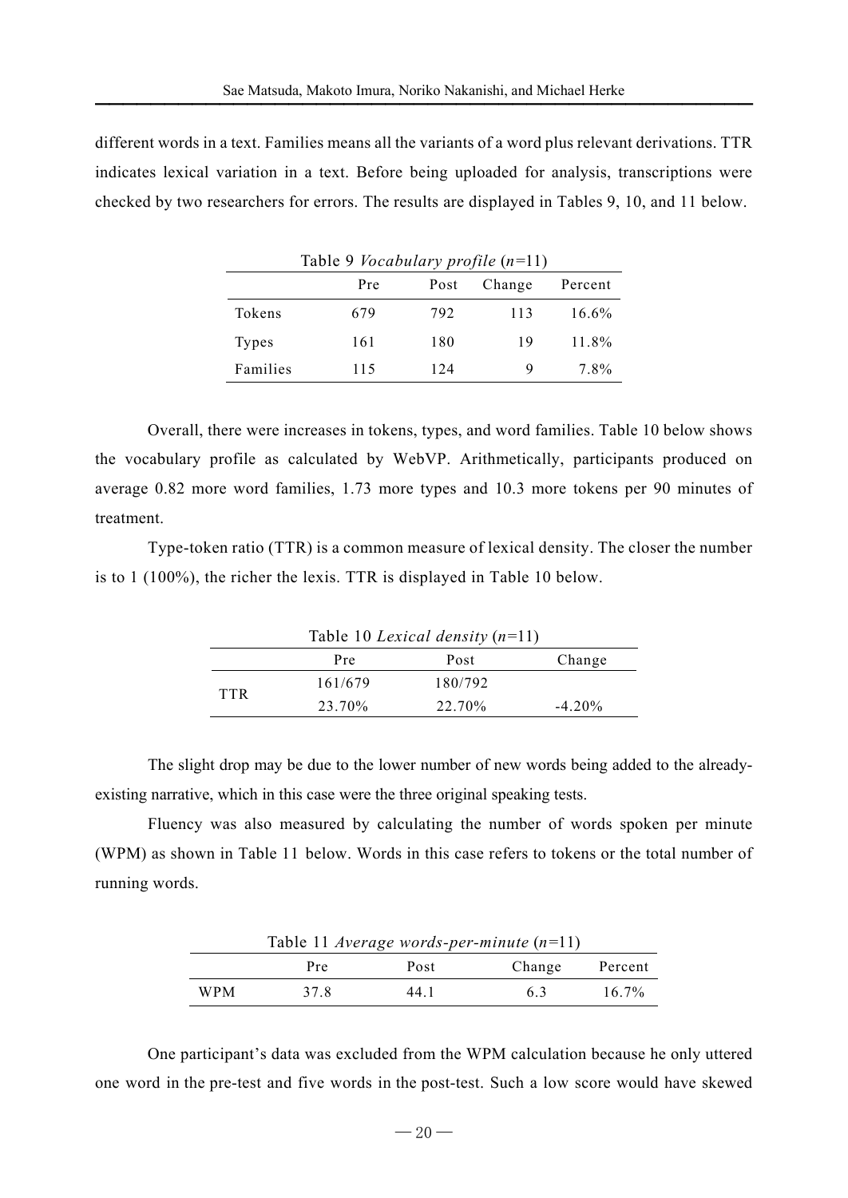different words in a text. Families means all the variants of a word plus relevant derivations. TTR indicates lexical variation in a text. Before being uploaded for analysis, transcriptions were checked by two researchers for errors. The results are displayed in Tables 9, 10, and 11 below.

Table 9 *Vocabulary profile* ($n$=11)

| | Pre | Post | Change | Percent |
|---|---|---|---|---|
| Tokens | 679 | 792 | 113 | 16.6% |
| Types | 161 | 180 | 19 | 11.8% |
| Families | 115 | 124 | 9 | 7.8% |

Overall, there were increases in tokens, types, and word families. Table 10 below shows the vocabulary profile as calculated by WebVP. Arithmetically, participants produced on average 0.82 more word families, 1.73 more types and 10.3 more tokens per 90 minutes of treatment.

Type-token ratio (TTR) is a common measure of lexical density. The closer the number is to 1 (100%), the richer the lexis. TTR is displayed in Table 10 below.

Table 10 *Lexical density* ($n$=11)

| | Pre | Post | Change |
|---|---|---|---|
| TTR | 161/679 | 180/792 | |
| | 23.70% | 22.70% | -4.20% |

The slight drop may be due to the lower number of new words being added to the already-existing narrative, which in this case were the three original speaking tests.

Fluency was also measured by calculating the number of words spoken per minute (WPM) as shown in Table 11 below. Words in this case refers to tokens or the total number of running words.

Table 11 *Average words-per-minute* ($n$=11)

| | Pre | Post | Change | Percent |
|---|---|---|---|---|
| WPM | 37.8 | 44.1 | 6.3 | 16.7% |

One participant's data was excluded from the WPM calculation because he only uttered one word in the pre-test and five words in the post-test. Such a low score would have skewed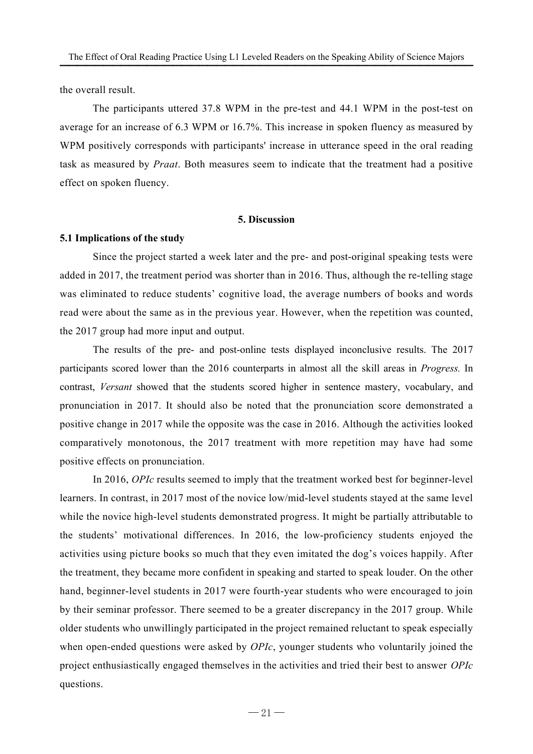the overall result.

The participants uttered 37.8 WPM in the pre-test and 44.1 WPM in the post-test on average for an increase of 6.3 WPM or 16.7%. This increase in spoken fluency as measured by WPM positively corresponds with participants' increase in utterance speed in the oral reading task as measured by *Praat*. Both measures seem to indicate that the treatment had a positive effect on spoken fluency.

## 5. Discussion

### 5.1 Implications of the study

Since the project started a week later and the pre- and post-original speaking tests were added in 2017, the treatment period was shorter than in 2016. Thus, although the re-telling stage was eliminated to reduce students' cognitive load, the average numbers of books and words read were about the same as in the previous year. However, when the repetition was counted, the 2017 group had more input and output.

The results of the pre- and post-online tests displayed inconclusive results. The 2017 participants scored lower than the 2016 counterparts in almost all the skill areas in *Progress.* In contrast, *Versant* showed that the students scored higher in sentence mastery, vocabulary, and pronunciation in 2017. It should also be noted that the pronunciation score demonstrated a positive change in 2017 while the opposite was the case in 2016. Although the activities looked comparatively monotonous, the 2017 treatment with more repetition may have had some positive effects on pronunciation.

In 2016, *OPIc* results seemed to imply that the treatment worked best for beginner-level learners. In contrast, in 2017 most of the novice low/mid-level students stayed at the same level while the novice high-level students demonstrated progress. It might be partially attributable to the students' motivational differences. In 2016, the low-proficiency students enjoyed the activities using picture books so much that they even imitated the dog's voices happily. After the treatment, they became more confident in speaking and started to speak louder. On the other hand, beginner-level students in 2017 were fourth-year students who were encouraged to join by their seminar professor. There seemed to be a greater discrepancy in the 2017 group. While older students who unwillingly participated in the project remained reluctant to speak especially when open-ended questions were asked by *OPIc*, younger students who voluntarily joined the project enthusiastically engaged themselves in the activities and tried their best to answer *OPIc* questions.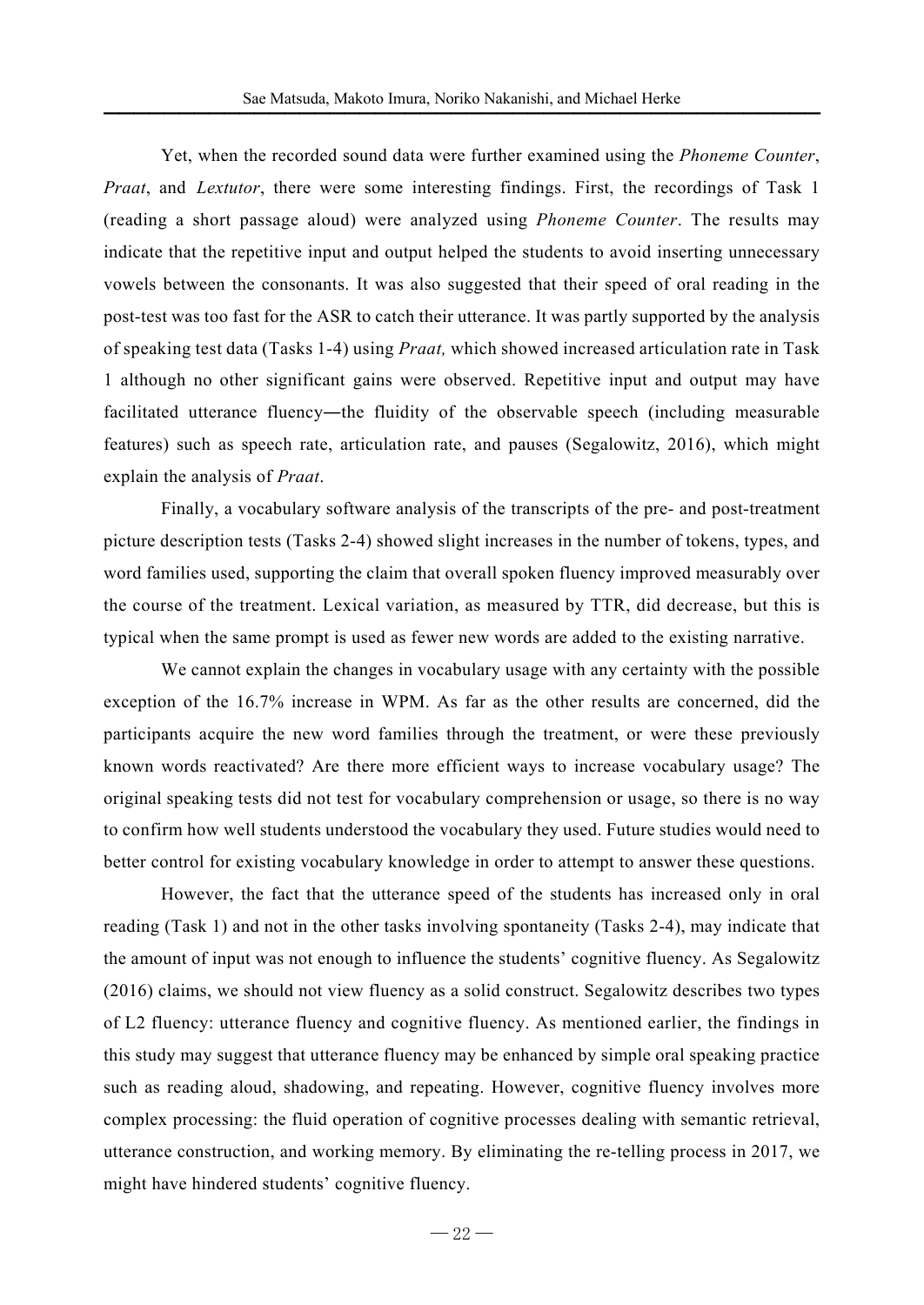Yet, when the recorded sound data were further examined using the *Phoneme Counter*, *Praat*, and *Lextutor*, there were some interesting findings. First, the recordings of Task 1 (reading a short passage aloud) were analyzed using *Phoneme Counter*. The results may indicate that the repetitive input and output helped the students to avoid inserting unnecessary vowels between the consonants. It was also suggested that their speed of oral reading in the post-test was too fast for the ASR to catch their utterance. It was partly supported by the analysis of speaking test data (Tasks 1-4) using *Praat,* which showed increased articulation rate in Task 1 although no other significant gains were observed. Repetitive input and output may have facilitated utterance fluency―the fluidity of the observable speech (including measurable features) such as speech rate, articulation rate, and pauses (Segalowitz, 2016), which might explain the analysis of *Praat*.

Finally, a vocabulary software analysis of the transcripts of the pre- and post-treatment picture description tests (Tasks 2-4) showed slight increases in the number of tokens, types, and word families used, supporting the claim that overall spoken fluency improved measurably over the course of the treatment. Lexical variation, as measured by TTR, did decrease, but this is typical when the same prompt is used as fewer new words are added to the existing narrative.

We cannot explain the changes in vocabulary usage with any certainty with the possible exception of the 16.7% increase in WPM. As far as the other results are concerned, did the participants acquire the new word families through the treatment, or were these previously known words reactivated? Are there more efficient ways to increase vocabulary usage? The original speaking tests did not test for vocabulary comprehension or usage, so there is no way to confirm how well students understood the vocabulary they used. Future studies would need to better control for existing vocabulary knowledge in order to attempt to answer these questions.

However, the fact that the utterance speed of the students has increased only in oral reading (Task 1) and not in the other tasks involving spontaneity (Tasks 2-4), may indicate that the amount of input was not enough to influence the students' cognitive fluency. As Segalowitz (2016) claims, we should not view fluency as a solid construct. Segalowitz describes two types of L2 fluency: utterance fluency and cognitive fluency. As mentioned earlier, the findings in this study may suggest that utterance fluency may be enhanced by simple oral speaking practice such as reading aloud, shadowing, and repeating. However, cognitive fluency involves more complex processing: the fluid operation of cognitive processes dealing with semantic retrieval, utterance construction, and working memory. By eliminating the re-telling process in 2017, we might have hindered students' cognitive fluency.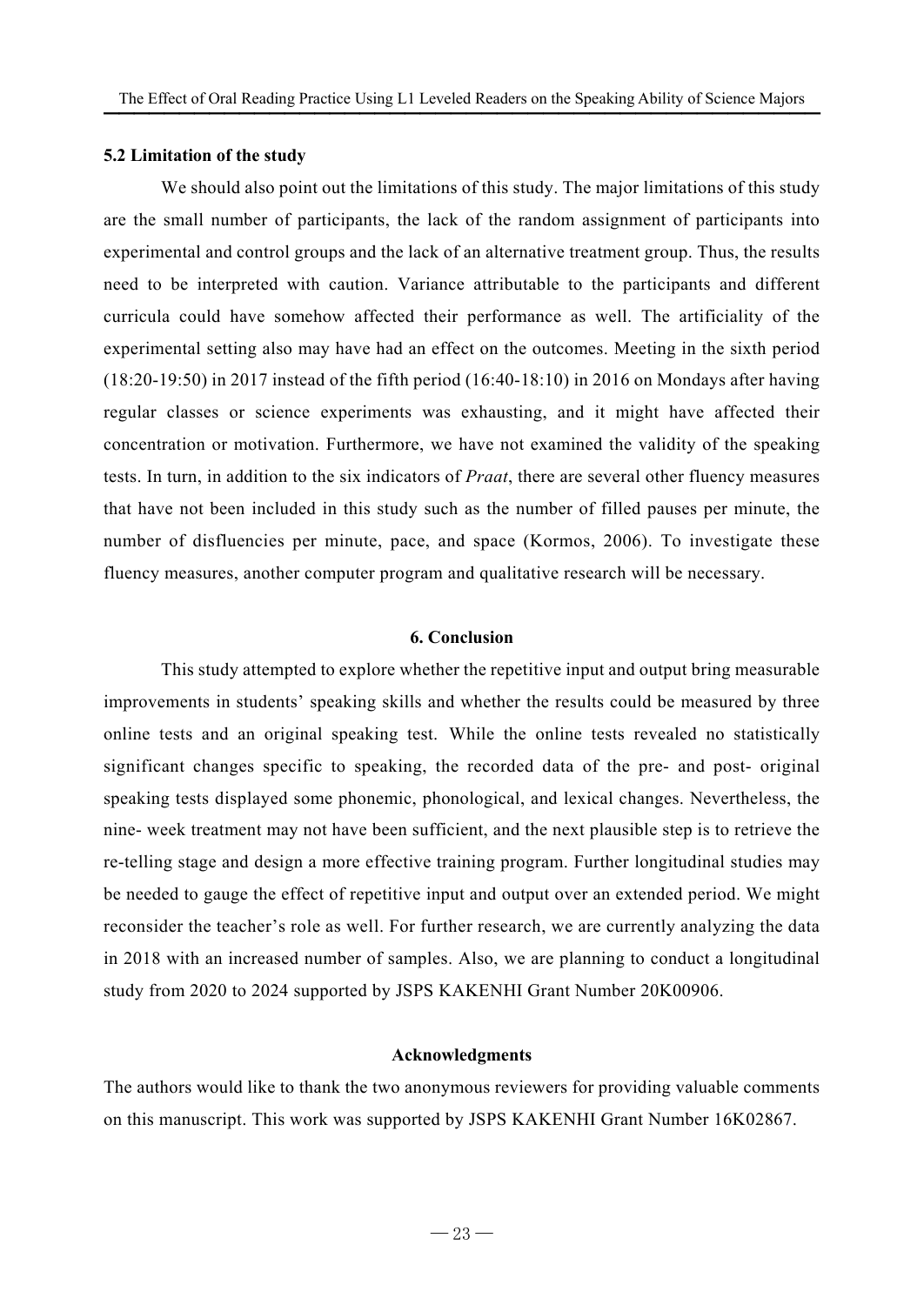### 5.2 Limitation of the study

We should also point out the limitations of this study. The major limitations of this study are the small number of participants, the lack of the random assignment of participants into experimental and control groups and the lack of an alternative treatment group. Thus, the results need to be interpreted with caution. Variance attributable to the participants and different curricula could have somehow affected their performance as well. The artificiality of the experimental setting also may have had an effect on the outcomes. Meeting in the sixth period (18:20-19:50) in 2017 instead of the fifth period (16:40-18:10) in 2016 on Mondays after having regular classes or science experiments was exhausting, and it might have affected their concentration or motivation. Furthermore, we have not examined the validity of the speaking tests. In turn, in addition to the six indicators of *Praat*, there are several other fluency measures that have not been included in this study such as the number of filled pauses per minute, the number of disfluencies per minute, pace, and space (Kormos, 2006). To investigate these fluency measures, another computer program and qualitative research will be necessary.

## 6. Conclusion

This study attempted to explore whether the repetitive input and output bring measurable improvements in students' speaking skills and whether the results could be measured by three online tests and an original speaking test. While the online tests revealed no statistically significant changes specific to speaking, the recorded data of the pre- and post- original speaking tests displayed some phonemic, phonological, and lexical changes. Nevertheless, the nine- week treatment may not have been sufficient, and the next plausible step is to retrieve the re-telling stage and design a more effective training program. Further longitudinal studies may be needed to gauge the effect of repetitive input and output over an extended period. We might reconsider the teacher's role as well. For further research, we are currently analyzing the data in 2018 with an increased number of samples. Also, we are planning to conduct a longitudinal study from 2020 to 2024 supported by JSPS KAKENHI Grant Number 20K00906.

## Acknowledgments

The authors would like to thank the two anonymous reviewers for providing valuable comments on this manuscript. This work was supported by JSPS KAKENHI Grant Number 16K02867.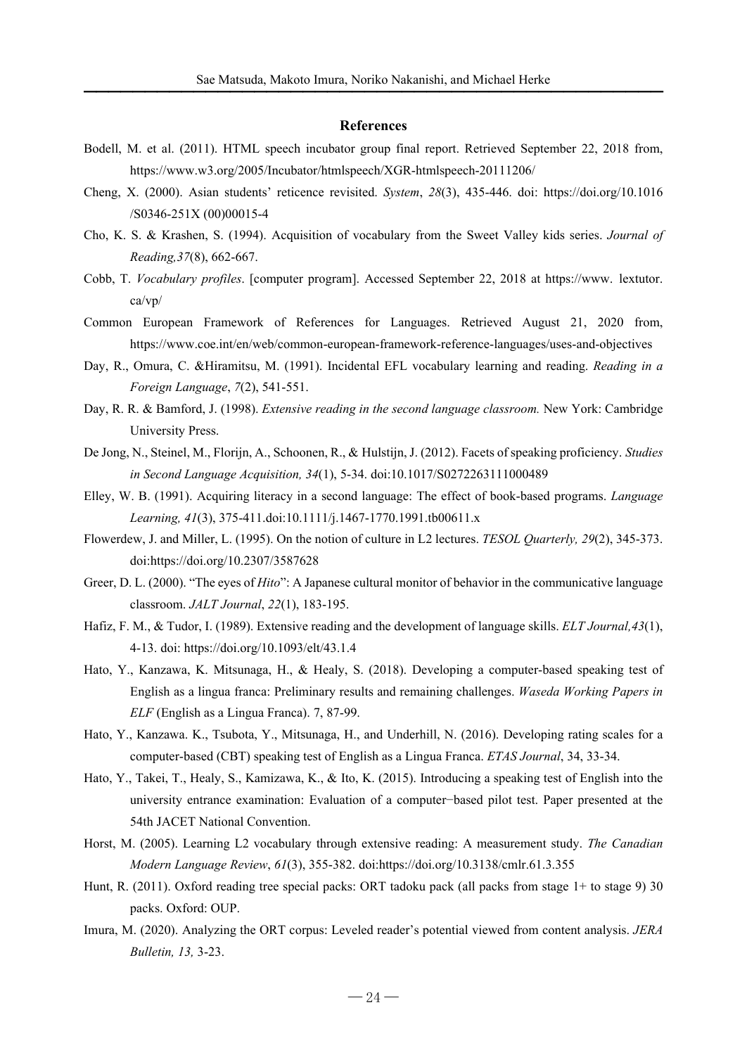### References

Bodell, M. et al. (2011). HTML speech incubator group final report. Retrieved September 22, 2018 from, https://www.w3.org/2005/Incubator/htmlspeech/XGR-htmlspeech-20111206/

Cheng, X. (2000). Asian students' reticence revisited. *System*, *28*(3), 435-446. doi: https://doi.org/10.1016/S0346-251X (00)00015-4

Cho, K. S. & Krashen, S. (1994). Acquisition of vocabulary from the Sweet Valley kids series. *Journal of Reading,37*(8), 662-667.

Cobb, T. *Vocabulary profiles*. [computer program]. Accessed September 22, 2018 at https://www. lextutor.ca/vp/

Common European Framework of References for Languages. Retrieved August 21, 2020 from, https://www.coe.int/en/web/common-european-framework-reference-languages/uses-and-objectives

Day, R., Omura, C. &Hiramitsu, M. (1991). Incidental EFL vocabulary learning and reading. *Reading in a Foreign Language*, *7*(2), 541-551.

Day, R. R. & Bamford, J. (1998). *Extensive reading in the second language classroom.* New York: Cambridge University Press.

De Jong, N., Steinel, M., Florijn, A., Schoonen, R., & Hulstijn, J. (2012). Facets of speaking proficiency. *Studies in Second Language Acquisition, 34*(1), 5-34. doi:10.1017/S0272263111000489

Elley, W. B. (1991). Acquiring literacy in a second language: The effect of book-based programs. *Language Learning, 41*(3), 375-411.doi:10.1111/j.1467-1770.1991.tb00611.x

Flowerdew, J. and Miller, L. (1995). On the notion of culture in L2 lectures. *TESOL Quarterly, 29*(2), 345-373. doi:https://doi.org/10.2307/3587628

Greer, D. L. (2000). "The eyes of *Hito*": A Japanese cultural monitor of behavior in the communicative language classroom. *JALT Journal*, *22*(1), 183-195.

Hafiz, F. M., & Tudor, I. (1989). Extensive reading and the development of language skills. *ELT Journal,43*(1), 4-13. doi: https://doi.org/10.1093/elt/43.1.4

Hato, Y., Kanzawa, K. Mitsunaga, H., & Healy, S. (2018). Developing a computer-based speaking test of English as a lingua franca: Preliminary results and remaining challenges. *Waseda Working Papers in ELF* (English as a Lingua Franca). 7, 87-99.

Hato, Y., Kanzawa. K., Tsubota, Y., Mitsunaga, H., and Underhill, N. (2016). Developing rating scales for a computer-based (CBT) speaking test of English as a Lingua Franca. *ETAS Journal*, 34, 33-34.

Hato, Y., Takei, T., Healy, S., Kamizawa, K., & Ito, K. (2015). Introducing a speaking test of English into the university entrance examination: Evaluation of a computer−based pilot test. Paper presented at the 54th JACET National Convention.

Horst, M. (2005). Learning L2 vocabulary through extensive reading: A measurement study. *The Canadian Modern Language Review*, *61*(3), 355-382. doi:https://doi.org/10.3138/cmlr.61.3.355

Hunt, R. (2011). Oxford reading tree special packs: ORT tadoku pack (all packs from stage 1+ to stage 9) 30 packs. Oxford: OUP.

Imura, M. (2020). Analyzing the ORT corpus: Leveled reader's potential viewed from content analysis. *JERA Bulletin, 13,* 3-23.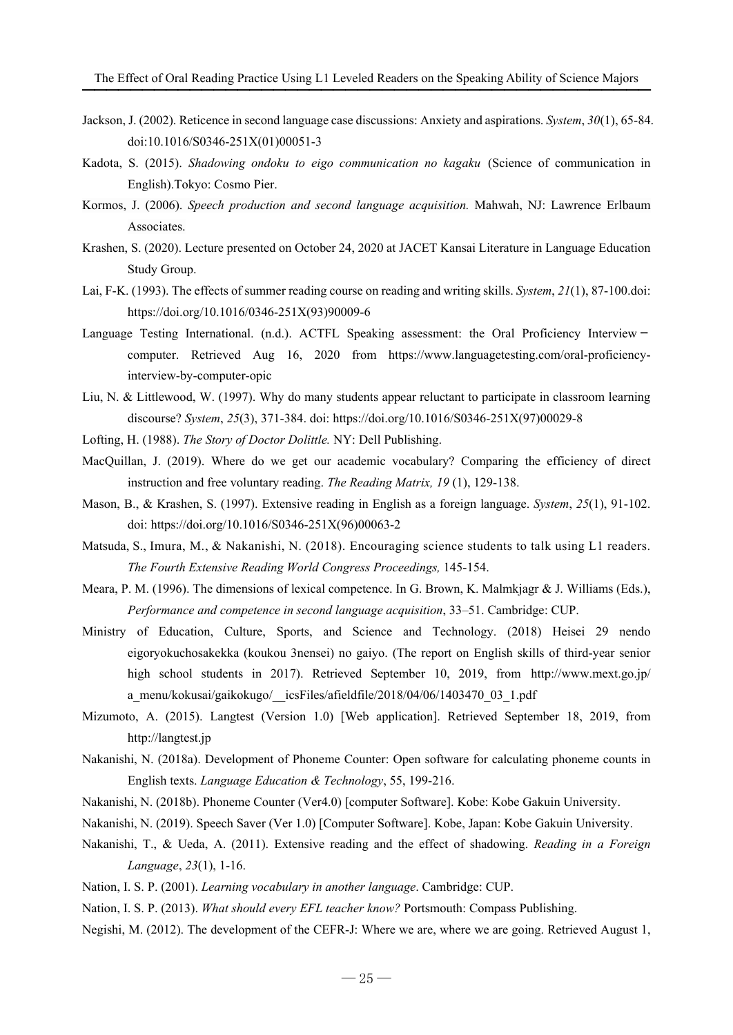Jackson, J. (2002). Reticence in second language case discussions: Anxiety and aspirations. *System*, *30*(1), 65-84. doi:10.1016/S0346-251X(01)00051-3

Kadota, S. (2015). *Shadowing ondoku to eigo communication no kagaku* (Science of communication in English).Tokyo: Cosmo Pier.

Kormos, J. (2006). *Speech production and second language acquisition.* Mahwah, NJ: Lawrence Erlbaum Associates.

Krashen, S. (2020). Lecture presented on October 24, 2020 at JACET Kansai Literature in Language Education Study Group.

Lai, F-K. (1993). The effects of summer reading course on reading and writing skills. *System*, *21*(1), 87-100.doi: https://doi.org/10.1016/0346-251X(93)90009-6

Language Testing International. (n.d.). ACTFL Speaking assessment: the Oral Proficiency Interview－computer. Retrieved Aug 16, 2020 from https://www.languagetesting.com/oral-proficiency-interview-by-computer-opic

Liu, N. & Littlewood, W. (1997). Why do many students appear reluctant to participate in classroom learning discourse? *System*, *25*(3), 371-384. doi: https://doi.org/10.1016/S0346-251X(97)00029-8

Lofting, H. (1988). *The Story of Doctor Dolittle.* NY: Dell Publishing.

MacQuillan, J. (2019). Where do we get our academic vocabulary? Comparing the efficiency of direct instruction and free voluntary reading. *The Reading Matrix, 19* (1), 129-138.

Mason, B., & Krashen, S. (1997). Extensive reading in English as a foreign language. *System*, *25*(1), 91-102. doi: https://doi.org/10.1016/S0346-251X(96)00063-2

Matsuda, S., Imura, M., & Nakanishi, N. (2018). Encouraging science students to talk using L1 readers. *The Fourth Extensive Reading World Congress Proceedings,* 145-154.

Meara, P. M. (1996). The dimensions of lexical competence. In G. Brown, K. Malmkjagr & J. Williams (Eds.), *Performance and competence in second language acquisition*, 33–51. Cambridge: CUP.

Ministry of Education, Culture, Sports, and Science and Technology. (2018) Heisei 29 nendo eigoryokuchosakekka (koukou 3nensei) no gaiyo. (The report on English skills of third-year senior high school students in 2017). Retrieved September 10, 2019, from http://www.mext.go.jp/a_menu/kokusai/gaikokugo/__icsFiles/afieldfile/2018/04/06/1403470_03_1.pdf

Mizumoto, A. (2015). Langtest (Version 1.0) [Web application]. Retrieved September 18, 2019, from http://langtest.jp

Nakanishi, N. (2018a). Development of Phoneme Counter: Open software for calculating phoneme counts in English texts. *Language Education & Technology*, 55, 199-216.

Nakanishi, N. (2018b). Phoneme Counter (Ver4.0) [computer Software]. Kobe: Kobe Gakuin University.

Nakanishi, N. (2019). Speech Saver (Ver 1.0) [Computer Software]. Kobe, Japan: Kobe Gakuin University.

Nakanishi, T., & Ueda, A. (2011). Extensive reading and the effect of shadowing. *Reading in a Foreign Language*, *23*(1), 1-16.

Nation, I. S. P. (2001). *Learning vocabulary in another language*. Cambridge: CUP.

Nation, I. S. P. (2013). *What should every EFL teacher know?* Portsmouth: Compass Publishing.

Negishi, M. (2012). The development of the CEFR-J: Where we are, where we are going. Retrieved August 1,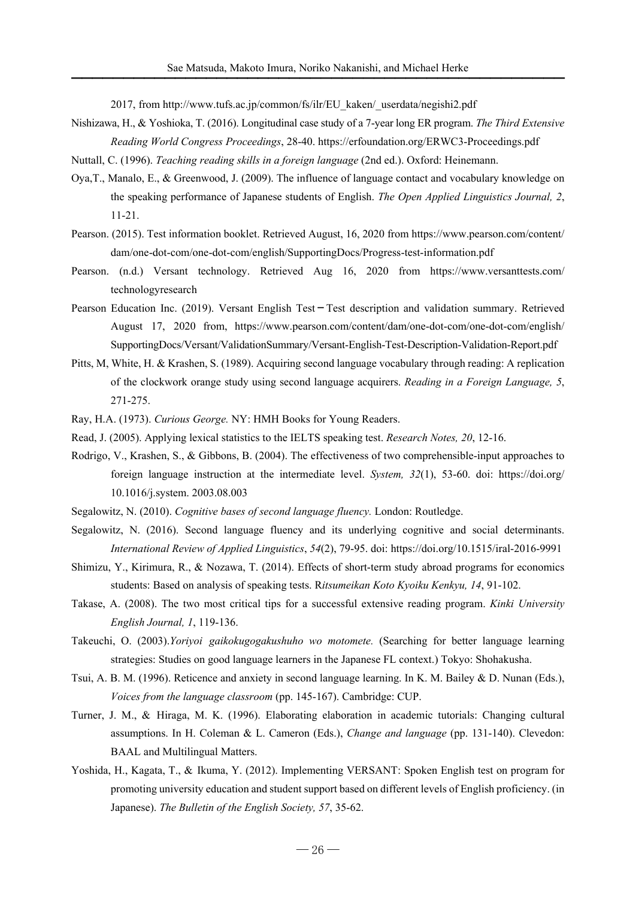2017, from http://www.tufs.ac.jp/common/fs/ilr/EU_kaken/_userdata/negishi2.pdf

Nishizawa, H., & Yoshioka, T. (2016). Longitudinal case study of a 7-year long ER program. *The Third Extensive Reading World Congress Proceedings*, 28-40. https://erfoundation.org/ERWC3-Proceedings.pdf

Nuttall, C. (1996). *Teaching reading skills in a foreign language* (2nd ed.). Oxford: Heinemann.

Oya,T., Manalo, E., & Greenwood, J. (2009). The influence of language contact and vocabulary knowledge on the speaking performance of Japanese students of English. *The Open Applied Linguistics Journal, 2*, 11-21.

Pearson. (2015). Test information booklet. Retrieved August, 16, 2020 from https://www.pearson.com/content/dam/one-dot-com/one-dot-com/english/SupportingDocs/Progress-test-information.pdf

Pearson. (n.d.) Versant technology. Retrieved Aug 16, 2020 from https://www.versanttests.com/technologyresearch

Pearson Education Inc. (2019). Versant English Test－Test description and validation summary. Retrieved August 17, 2020 from, https://www.pearson.com/content/dam/one-dot-com/one-dot-com/english/SupportingDocs/Versant/ValidationSummary/Versant-English-Test-Description-Validation-Report.pdf

Pitts, M, White, H. & Krashen, S. (1989). Acquiring second language vocabulary through reading: A replication of the clockwork orange study using second language acquirers. *Reading in a Foreign Language, 5*, 271-275.

Ray, H.A. (1973). *Curious George.* NY: HMH Books for Young Readers.

Read, J. (2005). Applying lexical statistics to the IELTS speaking test. *Research Notes, 20*, 12-16.

Rodrigo, V., Krashen, S., & Gibbons, B. (2004). The effectiveness of two comprehensible-input approaches to foreign language instruction at the intermediate level. *System, 32*(1), 53-60. doi: https://doi.org/10.1016/j.system. 2003.08.003

Segalowitz, N. (2010). *Cognitive bases of second language fluency.* London: Routledge.

Segalowitz, N. (2016). Second language fluency and its underlying cognitive and social determinants. *International Review of Applied Linguistics*, *54*(2), 79-95. doi: https://doi.org/10.1515/iral-2016-9991

Shimizu, Y., Kirimura, R., & Nozawa, T. (2014). Effects of short-term study abroad programs for economics students: Based on analysis of speaking tests. R*itsumeikan Koto Kyoiku Kenkyu, 14*, 91-102.

Takase, A. (2008). The two most critical tips for a successful extensive reading program. *Kinki University English Journal, 1*, 119-136.

Takeuchi, O. (2003).*Yoriyoi gaikokugogakushuho wo motomete.* (Searching for better language learning strategies: Studies on good language learners in the Japanese FL context.) Tokyo: Shohakusha.

Tsui, A. B. M. (1996). Reticence and anxiety in second language learning. In K. M. Bailey & D. Nunan (Eds.), *Voices from the language classroom* (pp. 145-167). Cambridge: CUP.

Turner, J. M., & Hiraga, M. K. (1996). Elaborating elaboration in academic tutorials: Changing cultural assumptions. In H. Coleman & L. Cameron (Eds.), *Change and language* (pp. 131-140). Clevedon: BAAL and Multilingual Matters.

Yoshida, H., Kagata, T., & Ikuma, Y. (2012). Implementing VERSANT: Spoken English test on program for promoting university education and student support based on different levels of English proficiency. (in Japanese). *The Bulletin of the English Society, 57*, 35-62.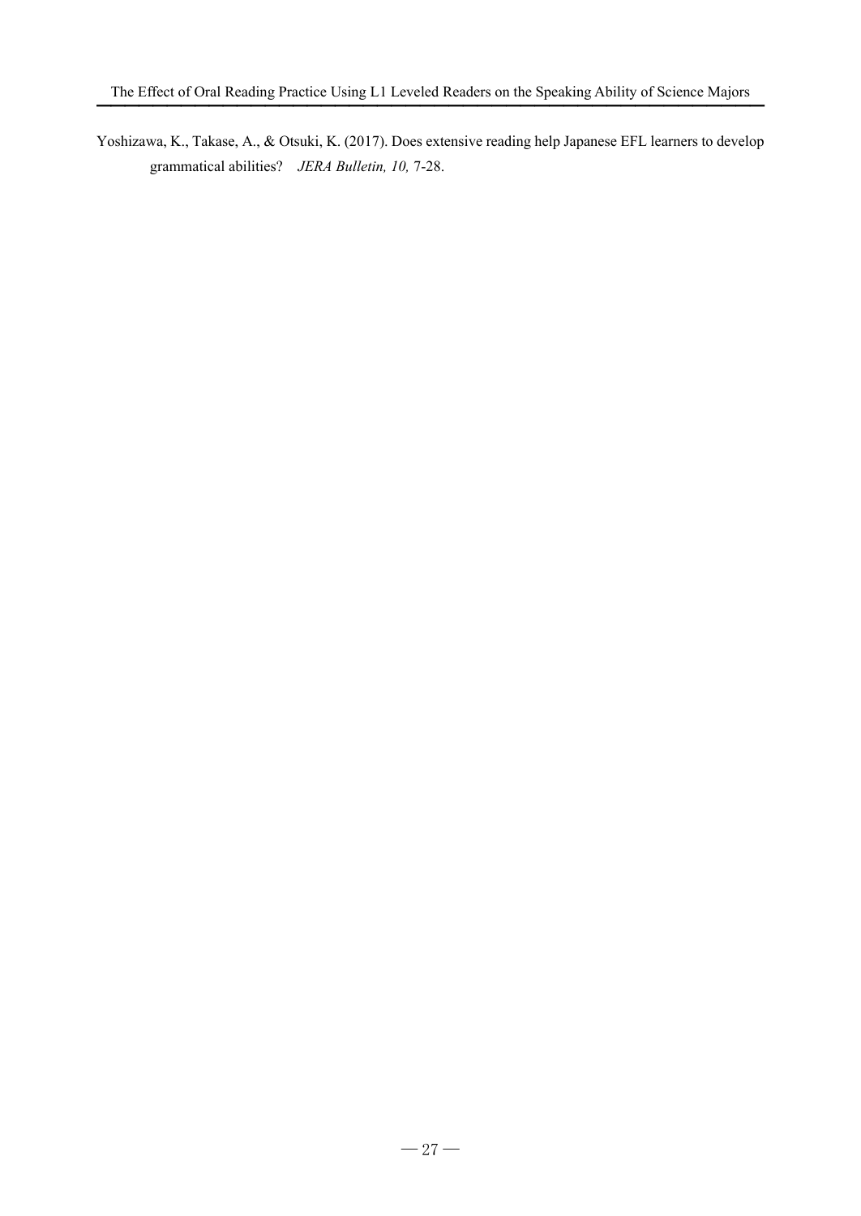Yoshizawa, K., Takase, A., & Otsuki, K. (2017). Does extensive reading help Japanese EFL learners to develop grammatical abilities? *JERA Bulletin, 10,* 7-28.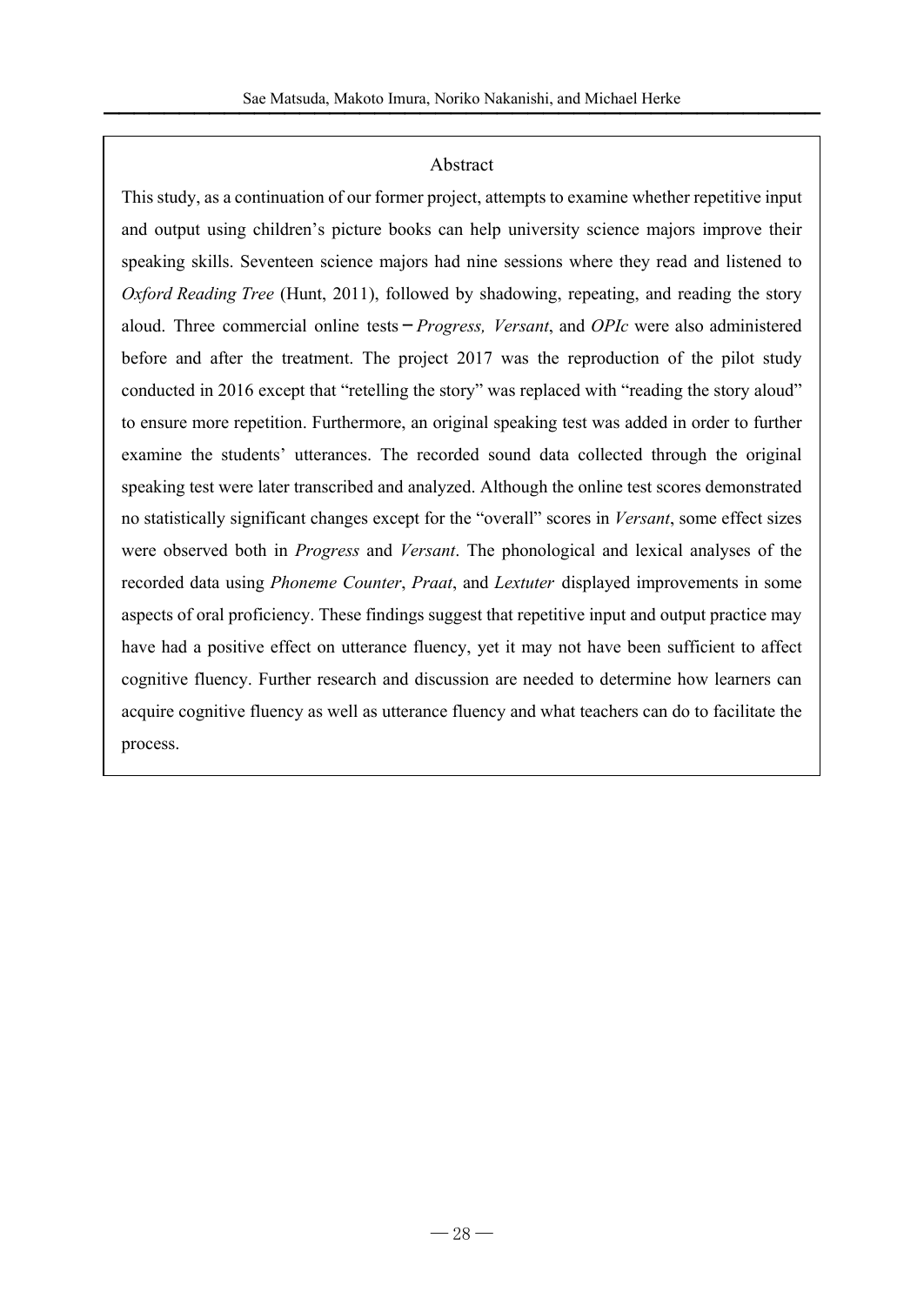## Abstract

This study, as a continuation of our former project, attempts to examine whether repetitive input and output using children's picture books can help university science majors improve their speaking skills. Seventeen science majors had nine sessions where they read and listened to *Oxford Reading Tree* (Hunt, 2011), followed by shadowing, repeating, and reading the story aloud. Three commercial online tests－*Progress, Versant*, and *OPIc* were also administered before and after the treatment. The project 2017 was the reproduction of the pilot study conducted in 2016 except that "retelling the story" was replaced with "reading the story aloud" to ensure more repetition. Furthermore, an original speaking test was added in order to further examine the students' utterances. The recorded sound data collected through the original speaking test were later transcribed and analyzed. Although the online test scores demonstrated no statistically significant changes except for the "overall" scores in *Versant*, some effect sizes were observed both in *Progress* and *Versant*. The phonological and lexical analyses of the recorded data using *Phoneme Counter*, *Praat*, and *Lextuter* displayed improvements in some aspects of oral proficiency. These findings suggest that repetitive input and output practice may have had a positive effect on utterance fluency, yet it may not have been sufficient to affect cognitive fluency. Further research and discussion are needed to determine how learners can acquire cognitive fluency as well as utterance fluency and what teachers can do to facilitate the process.